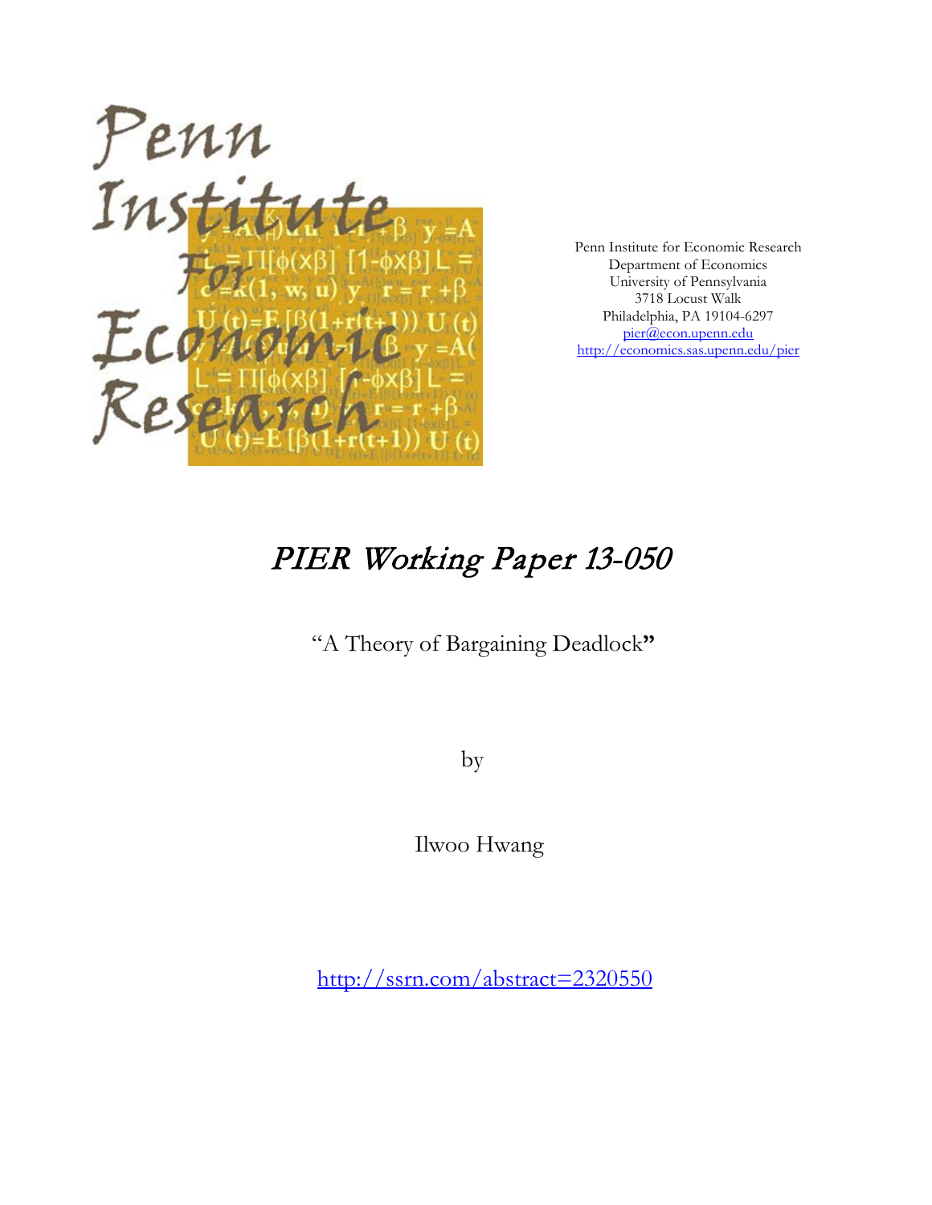Penn Institute for Economic Research
Department of Economics
University of Pennsylvania
3718 Locust Walk
Philadelphia, PA 19104-6297
pier@econ.upenn.edu
http://economics.sas.upenn.edu/pier

# *PIER Working Paper 13-050*

"A Theory of Bargaining Deadlock"

by

Ilwoo Hwang

http://ssrn.com/abstract=2320550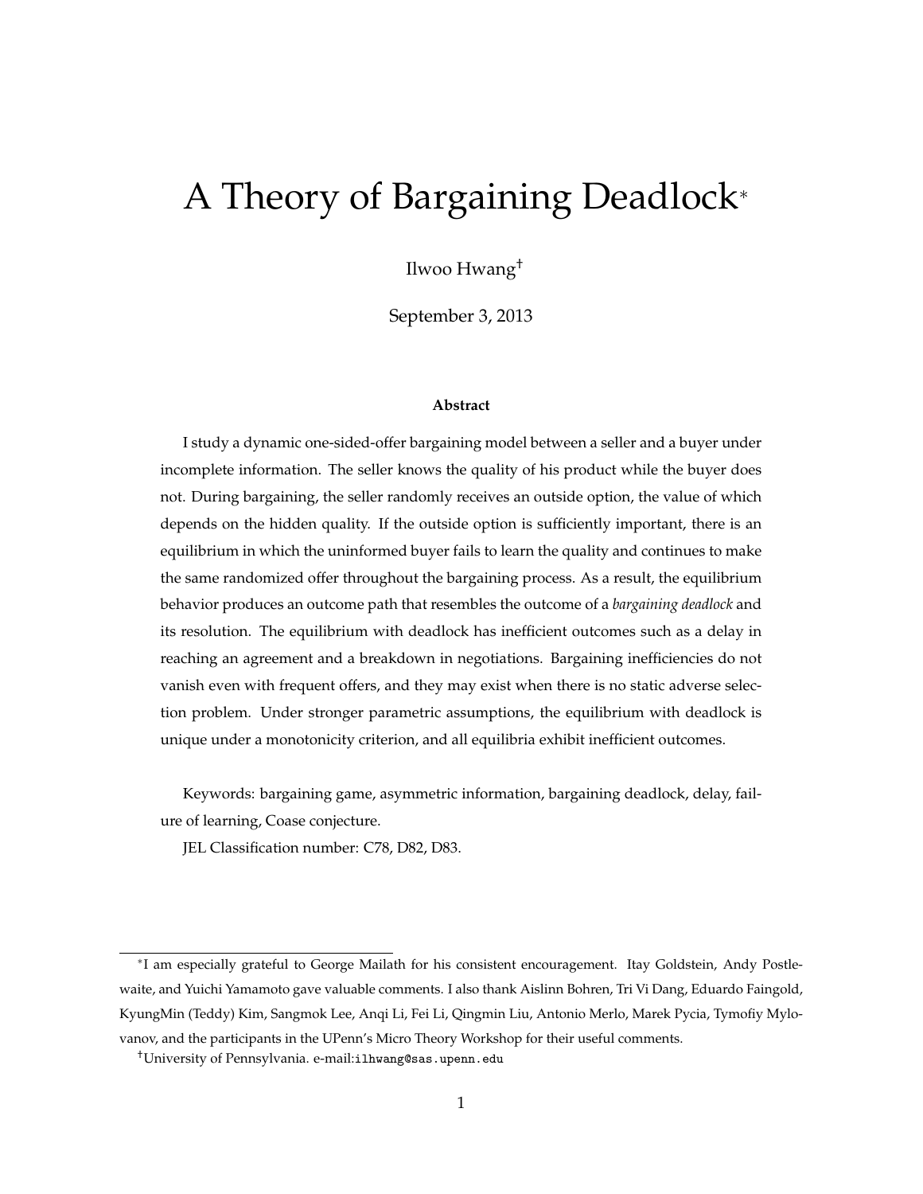# A Theory of Bargaining Deadlock*

Ilwoo Hwang†

September 3, 2013

### Abstract

I study a dynamic one-sided-offer bargaining model between a seller and a buyer under incomplete information. The seller knows the quality of his product while the buyer does not. During bargaining, the seller randomly receives an outside option, the value of which depends on the hidden quality. If the outside option is sufficiently important, there is an equilibrium in which the uninformed buyer fails to learn the quality and continues to make the same randomized offer throughout the bargaining process. As a result, the equilibrium behavior produces an outcome path that resembles the outcome of a *bargaining deadlock* and its resolution. The equilibrium with deadlock has inefficient outcomes such as a delay in reaching an agreement and a breakdown in negotiations. Bargaining inefficiencies do not vanish even with frequent offers, and they may exist when there is no static adverse selection problem. Under stronger parametric assumptions, the equilibrium with deadlock is unique under a monotonicity criterion, and all equilibria exhibit inefficient outcomes.

Keywords: bargaining game, asymmetric information, bargaining deadlock, delay, failure of learning, Coase conjecture.

JEL Classification number: C78, D82, D83.

---

*I am especially grateful to George Mailath for his consistent encouragement. Itay Goldstein, Andy Postlewaite, and Yuichi Yamamoto gave valuable comments. I also thank Aislinn Bohren, Tri Vi Dang, Eduardo Faingold, KyungMin (Teddy) Kim, Sangmok Lee, Anqi Li, Fei Li, Qingmin Liu, Antonio Merlo, Marek Pycia, Tymofiy Mylovanov, and the participants in the UPenn's Micro Theory Workshop for their useful comments.

†University of Pennsylvania. e-mail:ilhwang@sas.upenn.edu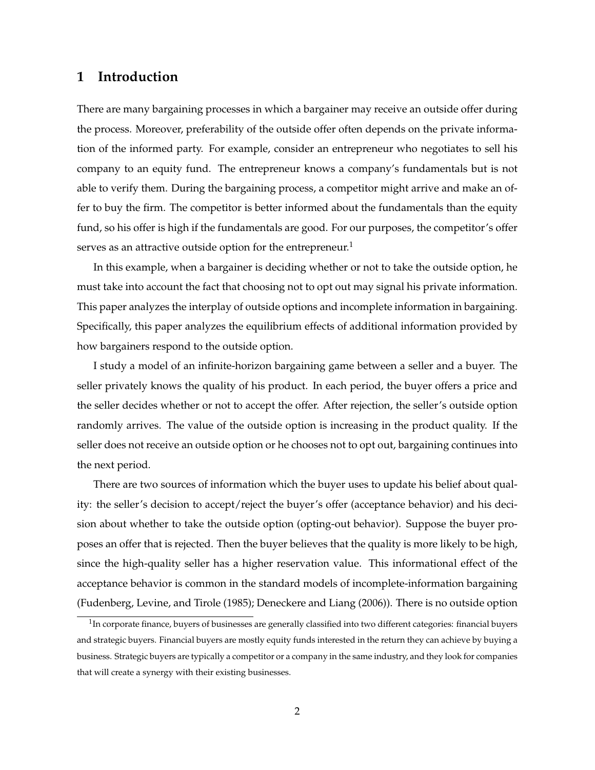# 1 Introduction

There are many bargaining processes in which a bargainer may receive an outside offer during the process. Moreover, preferability of the outside offer often depends on the private information of the informed party. For example, consider an entrepreneur who negotiates to sell his company to an equity fund. The entrepreneur knows a company's fundamentals but is not able to verify them. During the bargaining process, a competitor might arrive and make an offer to buy the firm. The competitor is better informed about the fundamentals than the equity fund, so his offer is high if the fundamentals are good. For our purposes, the competitor's offer serves as an attractive outside option for the entrepreneur.[1]

In this example, when a bargainer is deciding whether or not to take the outside option, he must take into account the fact that choosing not to opt out may signal his private information. This paper analyzes the interplay of outside options and incomplete information in bargaining. Specifically, this paper analyzes the equilibrium effects of additional information provided by how bargainers respond to the outside option.

I study a model of an infinite-horizon bargaining game between a seller and a buyer. The seller privately knows the quality of his product. In each period, the buyer offers a price and the seller decides whether or not to accept the offer. After rejection, the seller's outside option randomly arrives. The value of the outside option is increasing in the product quality. If the seller does not receive an outside option or he chooses not to opt out, bargaining continues into the next period.

There are two sources of information which the buyer uses to update his belief about quality: the seller's decision to accept/reject the buyer's offer (acceptance behavior) and his decision about whether to take the outside option (opting-out behavior). Suppose the buyer proposes an offer that is rejected. Then the buyer believes that the quality is more likely to be high, since the high-quality seller has a higher reservation value. This informational effect of the acceptance behavior is common in the standard models of incomplete-information bargaining (Fudenberg, Levine, and Tirole (1985); Deneckere and Liang (2006)). There is no outside option

[1] In corporate finance, buyers of businesses are generally classified into two different categories: financial buyers and strategic buyers. Financial buyers are mostly equity funds interested in the return they can achieve by buying a business. Strategic buyers are typically a competitor or a company in the same industry, and they look for companies that will create a synergy with their existing businesses.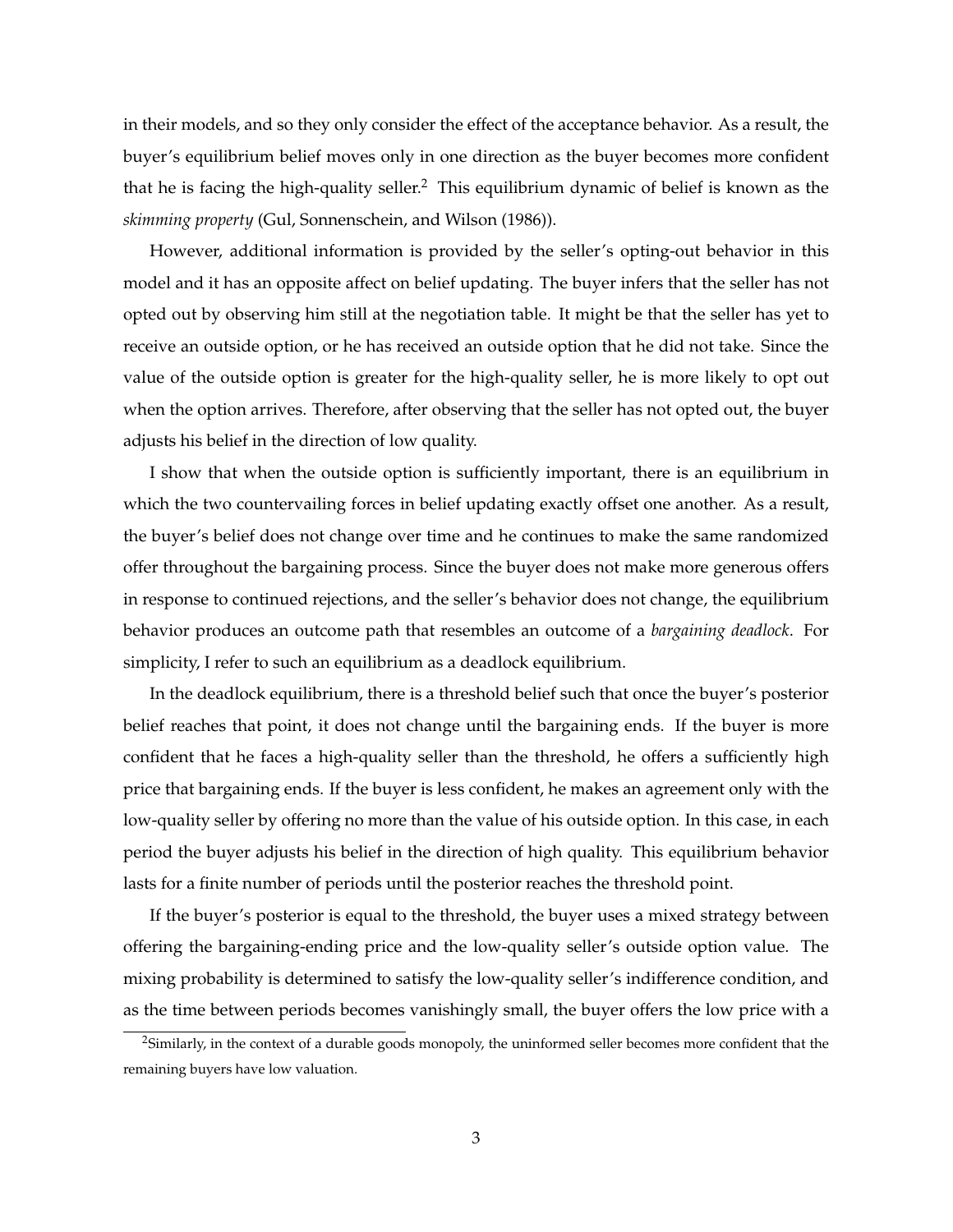in their models, and so they only consider the effect of the acceptance behavior. As a result, the buyer's equilibrium belief moves only in one direction as the buyer becomes more confident that he is facing the high-quality seller.[2] This equilibrium dynamic of belief is known as the *skimming property* (Gul, Sonnenschein, and Wilson (1986)).

However, additional information is provided by the seller's opting-out behavior in this model and it has an opposite affect on belief updating. The buyer infers that the seller has not opted out by observing him still at the negotiation table. It might be that the seller has yet to receive an outside option, or he has received an outside option that he did not take. Since the value of the outside option is greater for the high-quality seller, he is more likely to opt out when the option arrives. Therefore, after observing that the seller has not opted out, the buyer adjusts his belief in the direction of low quality.

I show that when the outside option is sufficiently important, there is an equilibrium in which the two countervailing forces in belief updating exactly offset one another. As a result, the buyer's belief does not change over time and he continues to make the same randomized offer throughout the bargaining process. Since the buyer does not make more generous offers in response to continued rejections, and the seller's behavior does not change, the equilibrium behavior produces an outcome path that resembles an outcome of a *bargaining deadlock*. For simplicity, I refer to such an equilibrium as a deadlock equilibrium.

In the deadlock equilibrium, there is a threshold belief such that once the buyer's posterior belief reaches that point, it does not change until the bargaining ends. If the buyer is more confident that he faces a high-quality seller than the threshold, he offers a sufficiently high price that bargaining ends. If the buyer is less confident, he makes an agreement only with the low-quality seller by offering no more than the value of his outside option. In this case, in each period the buyer adjusts his belief in the direction of high quality. This equilibrium behavior lasts for a finite number of periods until the posterior reaches the threshold point.

If the buyer's posterior is equal to the threshold, the buyer uses a mixed strategy between offering the bargaining-ending price and the low-quality seller's outside option value. The mixing probability is determined to satisfy the low-quality seller's indifference condition, and as the time between periods becomes vanishingly small, the buyer offers the low price with a

[2] Similarly, in the context of a durable goods monopoly, the uninformed seller becomes more confident that the remaining buyers have low valuation.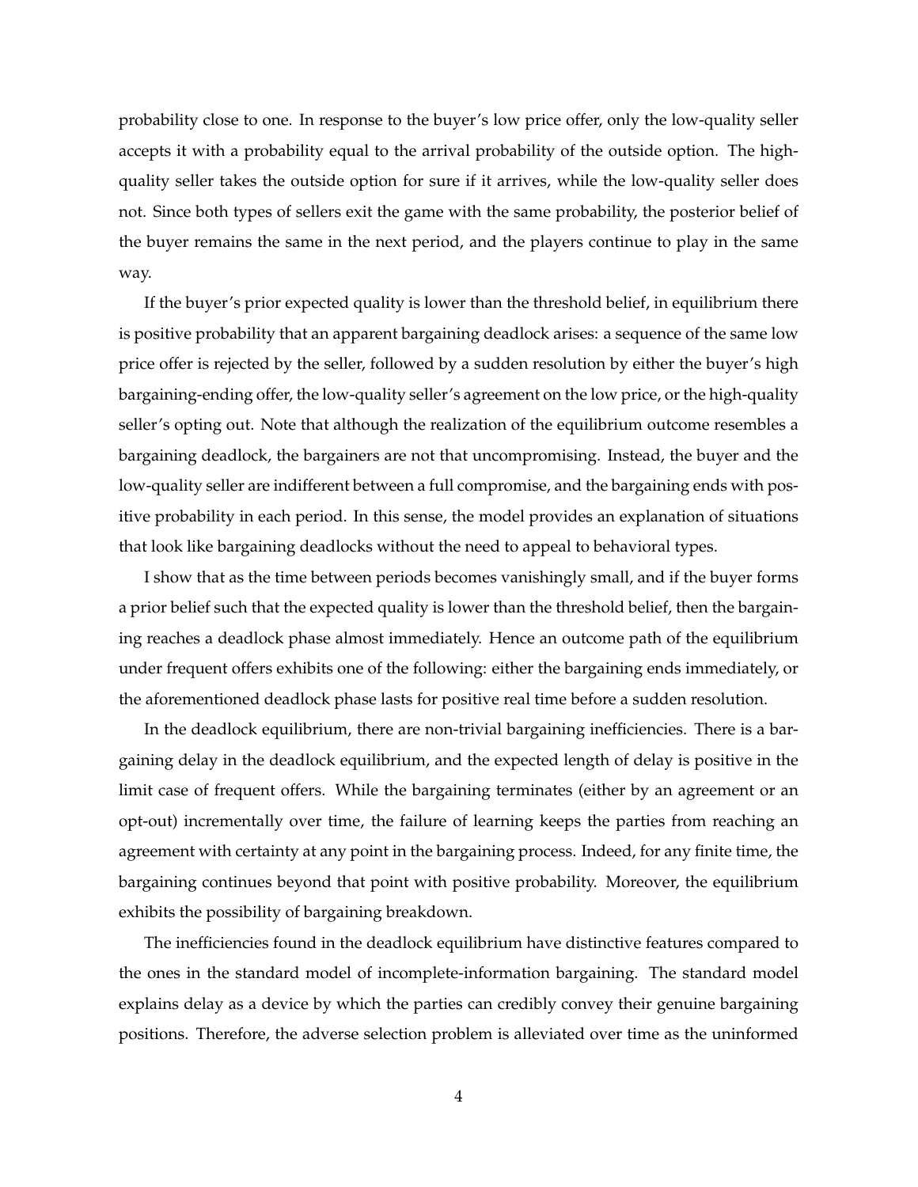probability close to one. In response to the buyer's low price offer, only the low-quality seller accepts it with a probability equal to the arrival probability of the outside option. The high-quality seller takes the outside option for sure if it arrives, while the low-quality seller does not. Since both types of sellers exit the game with the same probability, the posterior belief of the buyer remains the same in the next period, and the players continue to play in the same way.

If the buyer's prior expected quality is lower than the threshold belief, in equilibrium there is positive probability that an apparent bargaining deadlock arises: a sequence of the same low price offer is rejected by the seller, followed by a sudden resolution by either the buyer's high bargaining-ending offer, the low-quality seller's agreement on the low price, or the high-quality seller's opting out. Note that although the realization of the equilibrium outcome resembles a bargaining deadlock, the bargainers are not that uncompromising. Instead, the buyer and the low-quality seller are indifferent between a full compromise, and the bargaining ends with positive probability in each period. In this sense, the model provides an explanation of situations that look like bargaining deadlocks without the need to appeal to behavioral types.

I show that as the time between periods becomes vanishingly small, and if the buyer forms a prior belief such that the expected quality is lower than the threshold belief, then the bargaining reaches a deadlock phase almost immediately. Hence an outcome path of the equilibrium under frequent offers exhibits one of the following: either the bargaining ends immediately, or the aforementioned deadlock phase lasts for positive real time before a sudden resolution.

In the deadlock equilibrium, there are non-trivial bargaining inefficiencies. There is a bargaining delay in the deadlock equilibrium, and the expected length of delay is positive in the limit case of frequent offers. While the bargaining terminates (either by an agreement or an opt-out) incrementally over time, the failure of learning keeps the parties from reaching an agreement with certainty at any point in the bargaining process. Indeed, for any finite time, the bargaining continues beyond that point with positive probability. Moreover, the equilibrium exhibits the possibility of bargaining breakdown.

The inefficiencies found in the deadlock equilibrium have distinctive features compared to the ones in the standard model of incomplete-information bargaining. The standard model explains delay as a device by which the parties can credibly convey their genuine bargaining positions. Therefore, the adverse selection problem is alleviated over time as the uninformed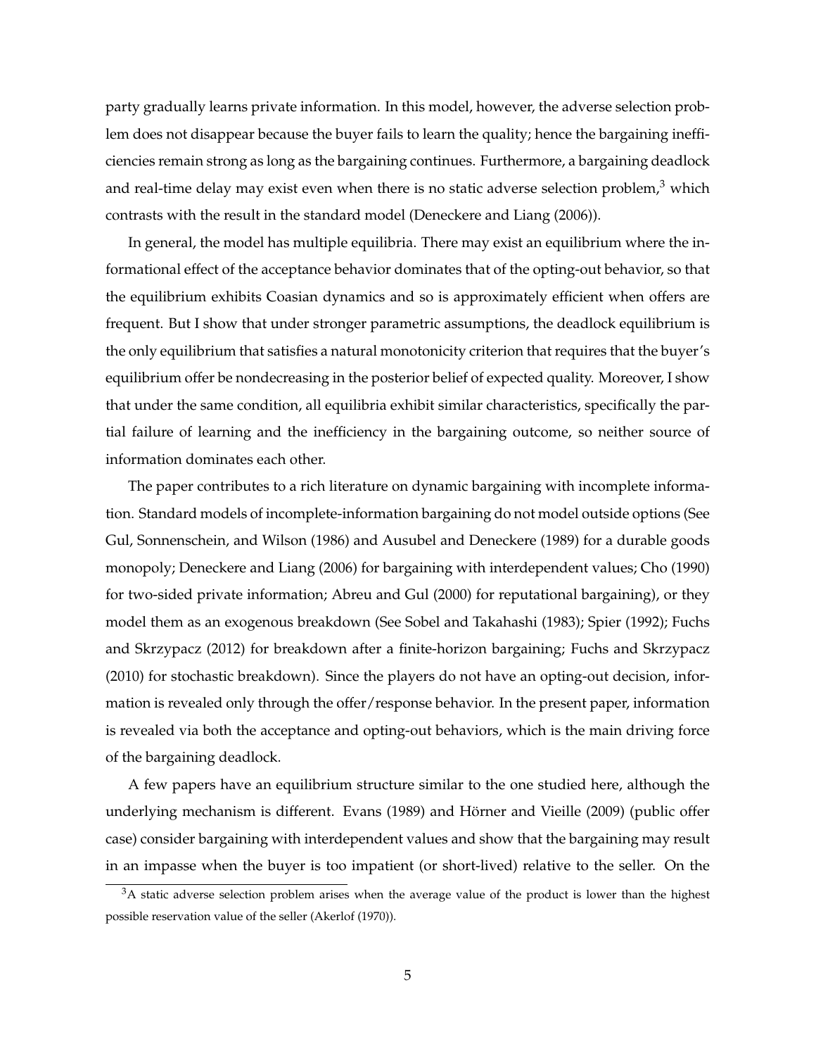party gradually learns private information. In this model, however, the adverse selection problem does not disappear because the buyer fails to learn the quality; hence the bargaining inefficiencies remain strong as long as the bargaining continues. Furthermore, a bargaining deadlock and real-time delay may exist even when there is no static adverse selection problem,[3] which contrasts with the result in the standard model (Deneckere and Liang (2006)).

In general, the model has multiple equilibria. There may exist an equilibrium where the informational effect of the acceptance behavior dominates that of the opting-out behavior, so that the equilibrium exhibits Coasian dynamics and so is approximately efficient when offers are frequent. But I show that under stronger parametric assumptions, the deadlock equilibrium is the only equilibrium that satisfies a natural monotonicity criterion that requires that the buyer's equilibrium offer be nondecreasing in the posterior belief of expected quality. Moreover, I show that under the same condition, all equilibria exhibit similar characteristics, specifically the partial failure of learning and the inefficiency in the bargaining outcome, so neither source of information dominates each other.

The paper contributes to a rich literature on dynamic bargaining with incomplete information. Standard models of incomplete-information bargaining do not model outside options (See Gul, Sonnenschein, and Wilson (1986) and Ausubel and Deneckere (1989) for a durable goods monopoly; Deneckere and Liang (2006) for bargaining with interdependent values; Cho (1990) for two-sided private information; Abreu and Gul (2000) for reputational bargaining), or they model them as an exogenous breakdown (See Sobel and Takahashi (1983); Spier (1992); Fuchs and Skrzypacz (2012) for breakdown after a finite-horizon bargaining; Fuchs and Skrzypacz (2010) for stochastic breakdown). Since the players do not have an opting-out decision, information is revealed only through the offer/response behavior. In the present paper, information is revealed via both the acceptance and opting-out behaviors, which is the main driving force of the bargaining deadlock.

A few papers have an equilibrium structure similar to the one studied here, although the underlying mechanism is different. Evans (1989) and Hörner and Vieille (2009) (public offer case) consider bargaining with interdependent values and show that the bargaining may result in an impasse when the buyer is too impatient (or short-lived) relative to the seller. On the

[3] A static adverse selection problem arises when the average value of the product is lower than the highest possible reservation value of the seller (Akerlof (1970)).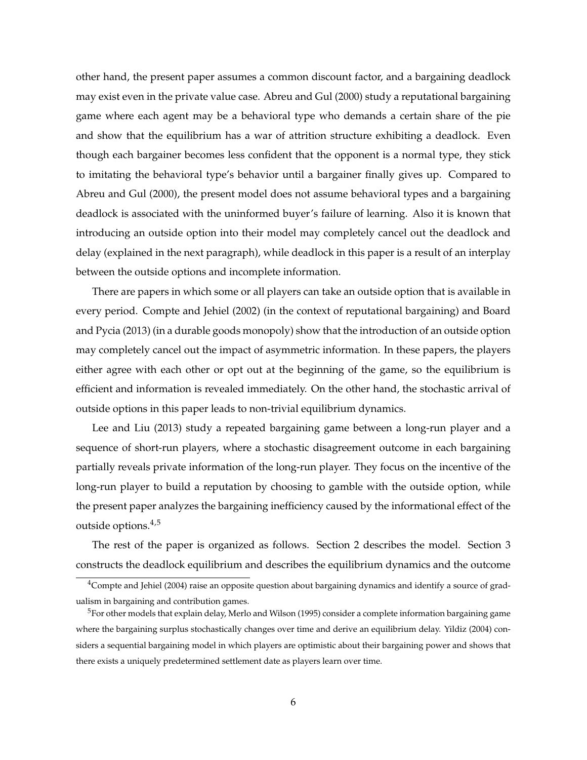other hand, the present paper assumes a common discount factor, and a bargaining deadlock may exist even in the private value case. Abreu and Gul (2000) study a reputational bargaining game where each agent may be a behavioral type who demands a certain share of the pie and show that the equilibrium has a war of attrition structure exhibiting a deadlock. Even though each bargainer becomes less confident that the opponent is a normal type, they stick to imitating the behavioral type's behavior until a bargainer finally gives up. Compared to Abreu and Gul (2000), the present model does not assume behavioral types and a bargaining deadlock is associated with the uninformed buyer's failure of learning. Also it is known that introducing an outside option into their model may completely cancel out the deadlock and delay (explained in the next paragraph), while deadlock in this paper is a result of an interplay between the outside options and incomplete information.

There are papers in which some or all players can take an outside option that is available in every period. Compte and Jehiel (2002) (in the context of reputational bargaining) and Board and Pycia (2013) (in a durable goods monopoly) show that the introduction of an outside option may completely cancel out the impact of asymmetric information. In these papers, the players either agree with each other or opt out at the beginning of the game, so the equilibrium is efficient and information is revealed immediately. On the other hand, the stochastic arrival of outside options in this paper leads to non-trivial equilibrium dynamics.

Lee and Liu (2013) study a repeated bargaining game between a long-run player and a sequence of short-run players, where a stochastic disagreement outcome in each bargaining partially reveals private information of the long-run player. They focus on the incentive of the long-run player to build a reputation by choosing to gamble with the outside option, while the present paper analyzes the bargaining inefficiency caused by the informational effect of the outside options.[4,5]

The rest of the paper is organized as follows. Section 2 describes the model. Section 3 constructs the deadlock equilibrium and describes the equilibrium dynamics and the outcome

[4]Compte and Jehiel (2004) raise an opposite question about bargaining dynamics and identify a source of gradualism in bargaining and contribution games.

[5]For other models that explain delay, Merlo and Wilson (1995) consider a complete information bargaining game where the bargaining surplus stochastically changes over time and derive an equilibrium delay. Yildiz (2004) considers a sequential bargaining model in which players are optimistic about their bargaining power and shows that there exists a uniquely predetermined settlement date as players learn over time.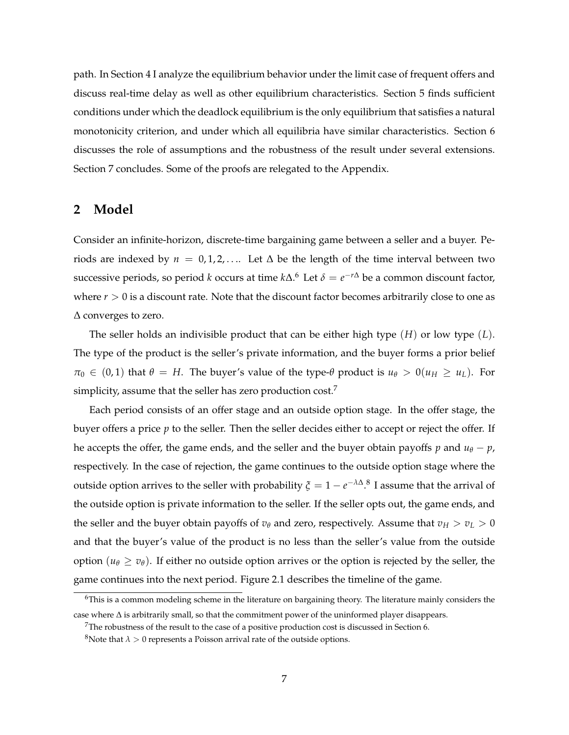path. In Section 4 I analyze the equilibrium behavior under the limit case of frequent offers and discuss real-time delay as well as other equilibrium characteristics. Section 5 finds sufficient conditions under which the deadlock equilibrium is the only equilibrium that satisfies a natural monotonicity criterion, and under which all equilibria have similar characteristics. Section 6 discusses the role of assumptions and the robustness of the result under several extensions. Section 7 concludes. Some of the proofs are relegated to the Appendix.

## 2 Model

Consider an infinite-horizon, discrete-time bargaining game between a seller and a buyer. Periods are indexed by $n = 0, 1, 2, \ldots$. Let $\Delta$ be the length of the time interval between two successive periods, so period $k$ occurs at time $k\Delta$.[6] Let $\delta = e^{-r\Delta}$ be a common discount factor, where $r > 0$ is a discount rate. Note that the discount factor becomes arbitrarily close to one as $\Delta$ converges to zero.

The seller holds an indivisible product that can be either high type $(H)$ or low type $(L)$. The type of the product is the seller's private information, and the buyer forms a prior belief $\pi_0 \in (0, 1)$ that $\theta = H$. The buyer's value of the type-$\theta$ product is $u_\theta > 0 (u_H \geq u_L)$. For simplicity, assume that the seller has zero production cost.[7]

Each period consists of an offer stage and an outside option stage. In the offer stage, the buyer offers a price $p$ to the seller. Then the seller decides either to accept or reject the offer. If he accepts the offer, the game ends, and the seller and the buyer obtain payoffs $p$ and $u_\theta - p$, respectively. In the case of rejection, the game continues to the outside option stage where the outside option arrives to the seller with probability $\xi = 1 - e^{-\lambda\Delta}$.[8] I assume that the arrival of the outside option is private information to the seller. If the seller opts out, the game ends, and the seller and the buyer obtain payoffs of $v_\theta$ and zero, respectively. Assume that $v_H > v_L > 0$ and that the buyer's value of the product is no less than the seller's value from the outside option $(u_\theta \geq v_\theta)$. If either no outside option arrives or the option is rejected by the seller, the game continues into the next period. Figure 2.1 describes the timeline of the game.

[6] This is a common modeling scheme in the literature on bargaining theory. The literature mainly considers the case where $\Delta$ is arbitrarily small, so that the commitment power of the uninformed player disappears.

[7] The robustness of the result to the case of a positive production cost is discussed in Section 6.

[8] Note that $\lambda > 0$ represents a Poisson arrival rate of the outside options.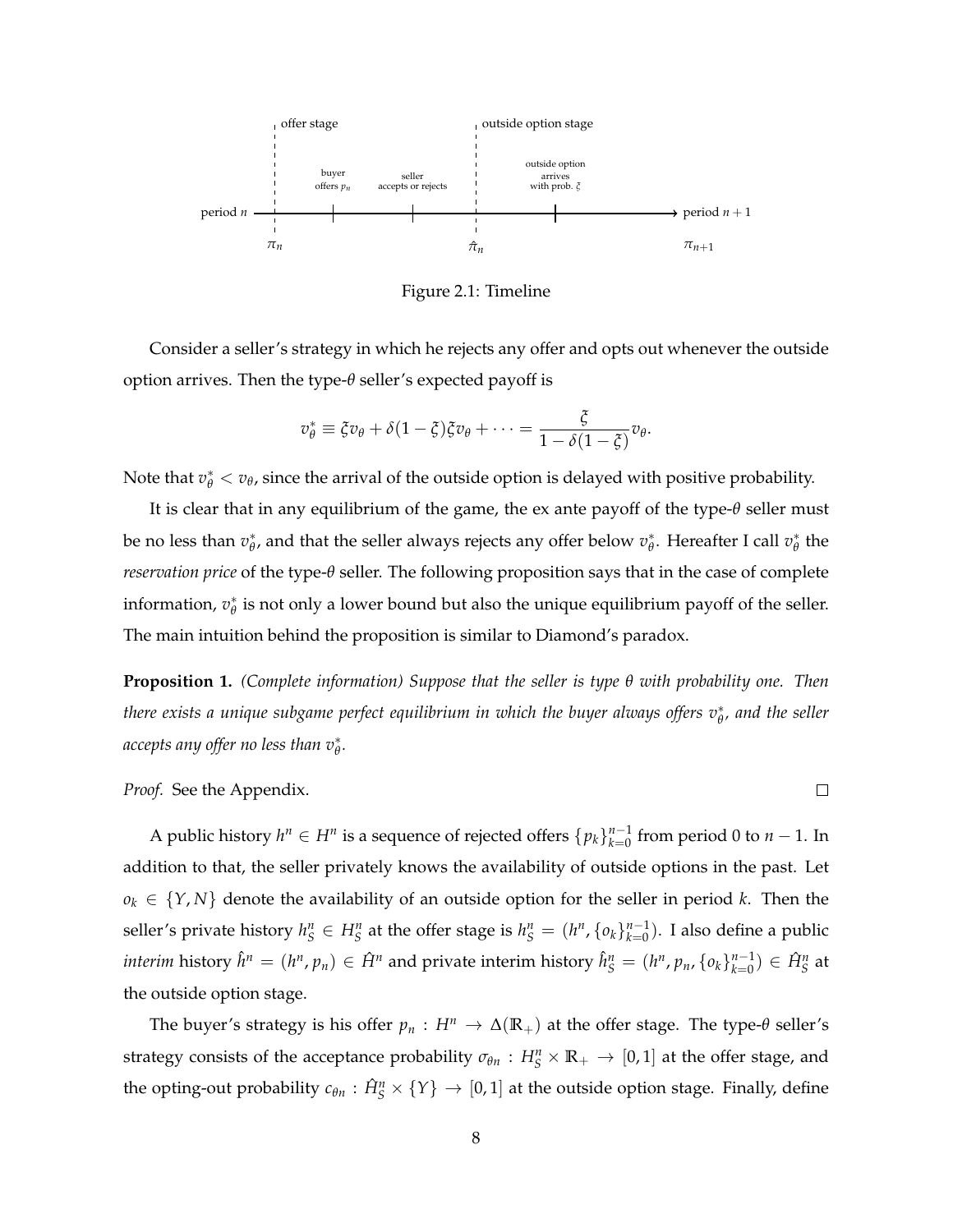Figure 2.1: Timeline

Consider a seller's strategy in which he rejects any offer and opts out whenever the outside option arrives. Then the type-$\theta$ seller's expected payoff is

$$v_\theta^* \equiv \xi v_\theta + \delta(1-\xi)\xi v_\theta + \cdots = \frac{\xi}{1-\delta(1-\xi)} v_\theta.$$

Note that $v_\theta^* < v_\theta$, since the arrival of the outside option is delayed with positive probability.

It is clear that in any equilibrium of the game, the ex ante payoff of the type-$\theta$ seller must be no less than $v_\theta^*$, and that the seller always rejects any offer below $v_\theta^*$. Hereafter I call $v_\theta^*$ the *reservation price* of the type-$\theta$ seller. The following proposition says that in the case of complete information, $v_\theta^*$ is not only a lower bound but also the unique equilibrium payoff of the seller. The main intuition behind the proposition is similar to Diamond's paradox.

**Proposition 1.** *(Complete information) Suppose that the seller is type $\theta$ with probability one. Then there exists a unique subgame perfect equilibrium in which the buyer always offers $v_\theta^*$, and the seller accepts any offer no less than $v_\theta^*$.*

*Proof.* See the Appendix. □

A public history $h^n \in H^n$ is a sequence of rejected offers $\{p_k\}_{k=0}^{n-1}$ from period 0 to $n-1$. In addition to that, the seller privately knows the availability of outside options in the past. Let $o_k \in \{Y, N\}$ denote the availability of an outside option for the seller in period $k$. Then the seller's private history $h_S^n \in H_S^n$ at the offer stage is $h_S^n = (h^n, \{o_k\}_{k=0}^{n-1})$. I also define a public *interim* history $\hat{h}^n = (h^n, p_n) \in \hat{H}^n$ and private interim history $\hat{h}_S^n = (h^n, p_n, \{o_k\}_{k=0}^{n-1}) \in \hat{H}_S^n$ at the outside option stage.

The buyer's strategy is his offer $p_n : H^n \to \Delta(\mathbb{R}_+)$ at the offer stage. The type-$\theta$ seller's strategy consists of the acceptance probability $\sigma_{\theta n} : H_S^n \times \mathbb{R}_+ \to [0,1]$ at the offer stage, and the opting-out probability $c_{\theta n} : \hat{H}_S^n \times \{Y\} \to [0,1]$ at the outside option stage. Finally, define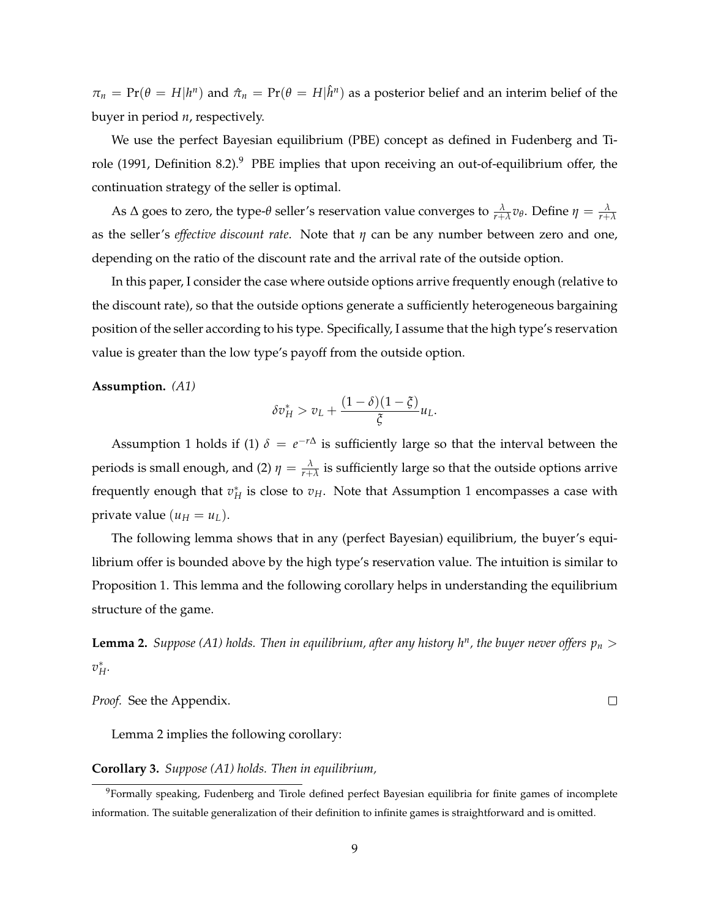$\pi_n = \Pr(\theta = H|h^n)$ and $\hat{\pi}_n = \Pr(\theta = H|\hat{h}^n)$ as a posterior belief and an interim belief of the buyer in period $n$, respectively.

We use the perfect Bayesian equilibrium (PBE) concept as defined in Fudenberg and Tirole (1991, Definition 8.2).[9] PBE implies that upon receiving an out-of-equilibrium offer, the continuation strategy of the seller is optimal.

As $\Delta$ goes to zero, the type-$\theta$ seller's reservation value converges to $\frac{\lambda}{r+\lambda}v_\theta$. Define $\eta = \frac{\lambda}{r+\lambda}$ as the seller's *effective discount rate*. Note that $\eta$ can be any number between zero and one, depending on the ratio of the discount rate and the arrival rate of the outside option.

In this paper, I consider the case where outside options arrive frequently enough (relative to the discount rate), so that the outside options generate a sufficiently heterogeneous bargaining position of the seller according to his type. Specifically, I assume that the high type's reservation value is greater than the low type's payoff from the outside option.

**Assumption.** *(A1)*

$$\delta v_H^* > v_L + \frac{(1-\delta)(1-\xi)}{\xi}u_L.$$

Assumption 1 holds if (1) $\delta = e^{-r\Delta}$ is sufficiently large so that the interval between the periods is small enough, and (2) $\eta = \frac{\lambda}{r+\lambda}$ is sufficiently large so that the outside options arrive frequently enough that $v_H^*$ is close to $v_H$. Note that Assumption 1 encompasses a case with private value ($u_H = u_L$).

The following lemma shows that in any (perfect Bayesian) equilibrium, the buyer's equilibrium offer is bounded above by the high type's reservation value. The intuition is similar to Proposition 1. This lemma and the following corollary helps in understanding the equilibrium structure of the game.

**Lemma 2.** *Suppose (A1) holds. Then in equilibrium, after any history $h^n$, the buyer never offers $p_n > v_H^*$.*

*Proof.* See the Appendix. □

Lemma 2 implies the following corollary:

**Corollary 3.** *Suppose (A1) holds. Then in equilibrium,*

[9] Formally speaking, Fudenberg and Tirole defined perfect Bayesian equilibria for finite games of incomplete information. The suitable generalization of their definition to infinite games is straightforward and is omitted.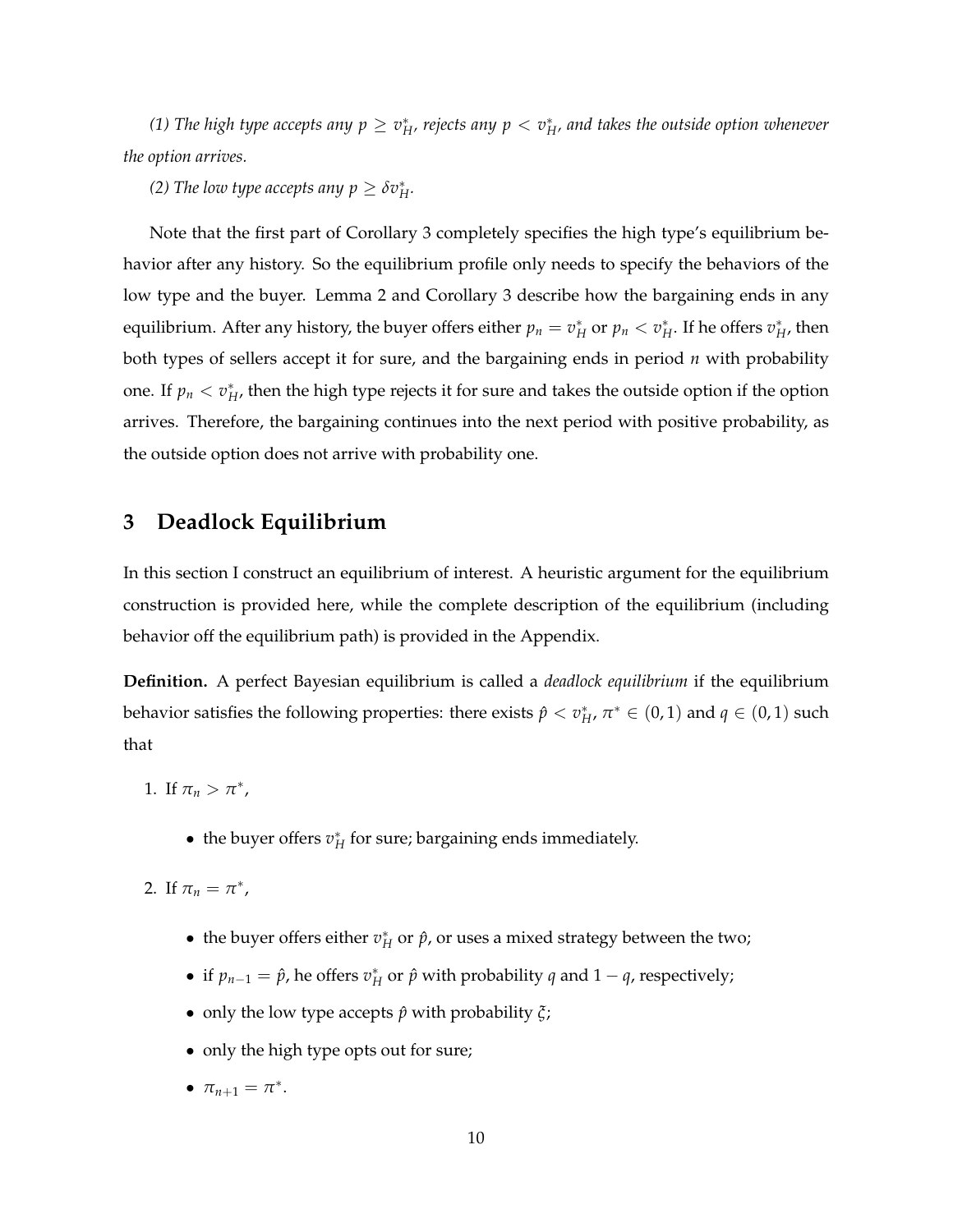*(1) The high type accepts any $p \geq v_H^*$, rejects any $p < v_H^*$, and takes the outside option whenever the option arrives.*

*(2) The low type accepts any $p \geq \delta v_H^*$.*

Note that the first part of Corollary 3 completely specifies the high type's equilibrium behavior after any history. So the equilibrium profile only needs to specify the behaviors of the low type and the buyer. Lemma 2 and Corollary 3 describe how the bargaining ends in any equilibrium. After any history, the buyer offers either $p_n = v_H^*$ or $p_n < v_H^*$. If he offers $v_H^*$, then both types of sellers accept it for sure, and the bargaining ends in period $n$ with probability one. If $p_n < v_H^*$, then the high type rejects it for sure and takes the outside option if the option arrives. Therefore, the bargaining continues into the next period with positive probability, as the outside option does not arrive with probability one.

## 3 Deadlock Equilibrium

In this section I construct an equilibrium of interest. A heuristic argument for the equilibrium construction is provided here, while the complete description of the equilibrium (including behavior off the equilibrium path) is provided in the Appendix.

**Definition.** A perfect Bayesian equilibrium is called a *deadlock equilibrium* if the equilibrium behavior satisfies the following properties: there exists $\hat{p} < v_H^*$, $\pi^* \in (0,1)$ and $q \in (0,1)$ such that

1. If $\pi_n > \pi^*$,
   - the buyer offers $v_H^*$ for sure; bargaining ends immediately.
2. If $\pi_n = \pi^*$,
   - the buyer offers either $v_H^*$ or $\hat{p}$, or uses a mixed strategy between the two;
   - if $p_{n-1} = \hat{p}$, he offers $v_H^*$ or $\hat{p}$ with probability $q$ and $1-q$, respectively;
   - only the low type accepts $\hat{p}$ with probability $\xi$;
   - only the high type opts out for sure;
   - $\pi_{n+1} = \pi^*$.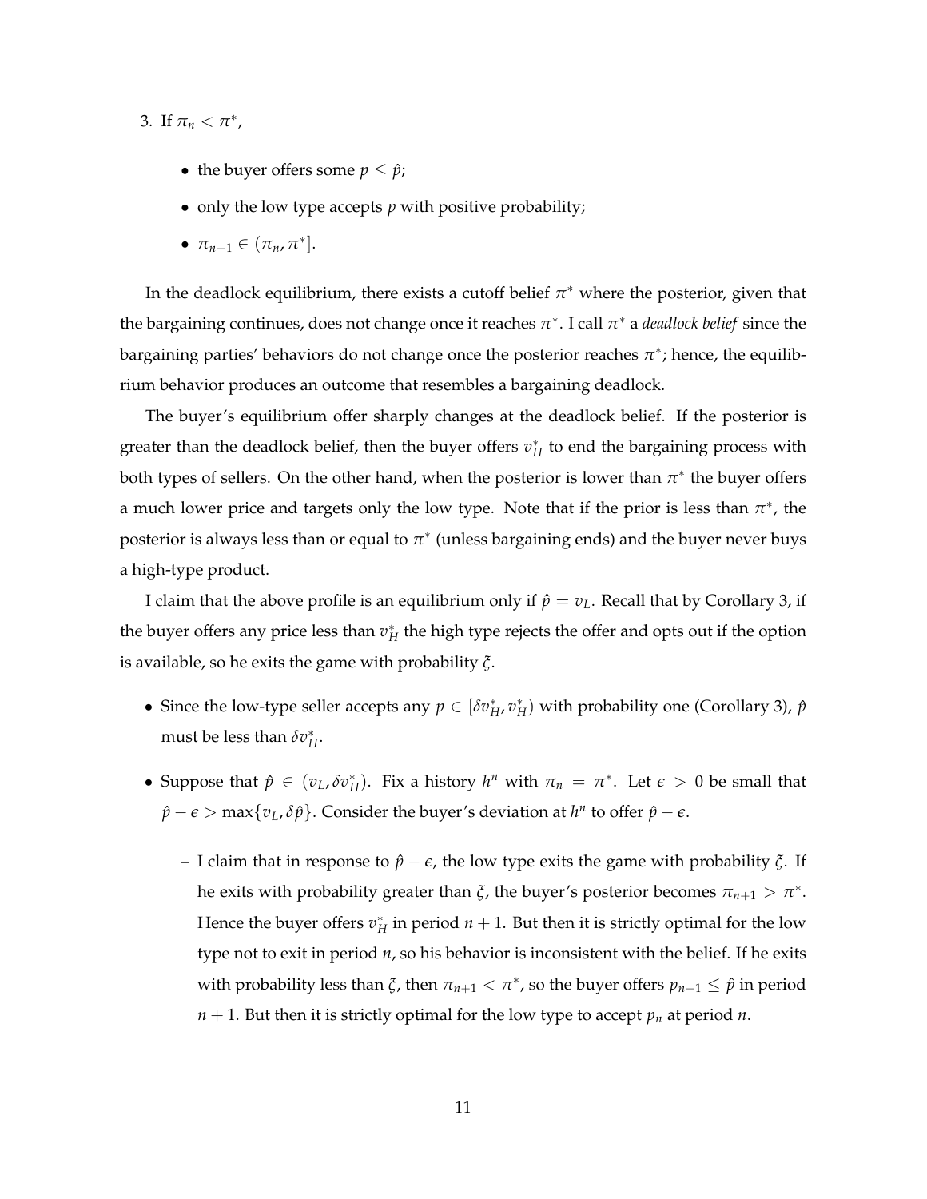3. If $\pi_n < \pi^*$,

   - the buyer offers some $p \leq \hat{p}$;
   - only the low type accepts $p$ with positive probability;
   - $\pi_{n+1} \in (\pi_n, \pi^*]$.

In the deadlock equilibrium, there exists a cutoff belief $\pi^*$ where the posterior, given that the bargaining continues, does not change once it reaches $\pi^*$. I call $\pi^*$ a *deadlock belief* since the bargaining parties' behaviors do not change once the posterior reaches $\pi^*$; hence, the equilibrium behavior produces an outcome that resembles a bargaining deadlock.

The buyer's equilibrium offer sharply changes at the deadlock belief. If the posterior is greater than the deadlock belief, then the buyer offers $v_H^*$ to end the bargaining process with both types of sellers. On the other hand, when the posterior is lower than $\pi^*$ the buyer offers a much lower price and targets only the low type. Note that if the prior is less than $\pi^*$, the posterior is always less than or equal to $\pi^*$ (unless bargaining ends) and the buyer never buys a high-type product.

I claim that the above profile is an equilibrium only if $\hat{p} = v_L$. Recall that by Corollary 3, if the buyer offers any price less than $v_H^*$ the high type rejects the offer and opts out if the option is available, so he exits the game with probability $\xi$.

- Since the low-type seller accepts any $p \in [\delta v_H^*, v_H^*)$ with probability one (Corollary 3), $\hat{p}$ must be less than $\delta v_H^*$.
- Suppose that $\hat{p} \in (v_L, \delta v_H^*)$. Fix a history $h^n$ with $\pi_n = \pi^*$. Let $\epsilon > 0$ be small that $\hat{p} - \epsilon > \max\{v_L, \delta \hat{p}\}$. Consider the buyer's deviation at $h^n$ to offer $\hat{p} - \epsilon$.
  - I claim that in response to $\hat{p} - \epsilon$, the low type exits the game with probability $\xi$. If he exits with probability greater than $\xi$, the buyer's posterior becomes $\pi_{n+1} > \pi^*$. Hence the buyer offers $v_H^*$ in period $n+1$. But then it is strictly optimal for the low type not to exit in period $n$, so his behavior is inconsistent with the belief. If he exits with probability less than $\xi$, then $\pi_{n+1} < \pi^*$, so the buyer offers $p_{n+1} \leq \hat{p}$ in period $n+1$. But then it is strictly optimal for the low type to accept $p_n$ at period $n$.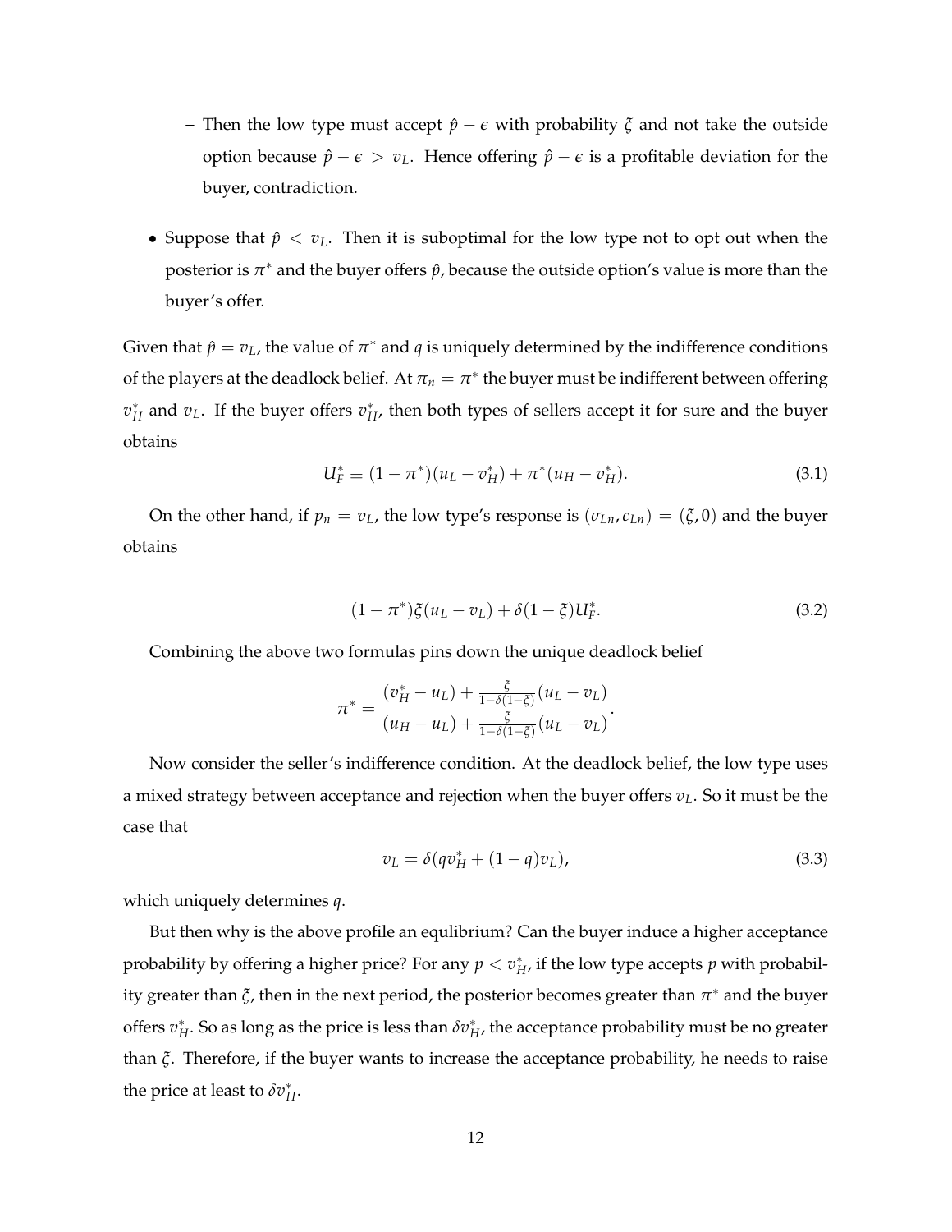- Then the low type must accept $\hat{p} - \epsilon$ with probability $\xi$ and not take the outside option because $\hat{p} - \epsilon > v_L$. Hence offering $\hat{p} - \epsilon$ is a profitable deviation for the buyer, contradiction.

- Suppose that $\hat{p} < v_L$. Then it is suboptimal for the low type not to opt out when the posterior is $\pi^*$ and the buyer offers $\hat{p}$, because the outside option's value is more than the buyer's offer.

Given that $\hat{p} = v_L$, the value of $\pi^*$ and $q$ is uniquely determined by the indifference conditions of the players at the deadlock belief. At $\pi_n = \pi^*$ the buyer must be indifferent between offering $v_H^*$ and $v_L$. If the buyer offers $v_H^*$, then both types of sellers accept it for sure and the buyer obtains

$$U_F^* \equiv (1-\pi^*)(u_L - v_H^*) + \pi^*(u_H - v_H^*). \tag{3.1}$$

On the other hand, if $p_n = v_L$, the low type's response is $(\sigma_{Ln}, c_{Ln}) = (\xi, 0)$ and the buyer obtains

$$(1-\pi^*)\xi(u_L - v_L) + \delta(1-\xi)U_F^*. \tag{3.2}$$

Combining the above two formulas pins down the unique deadlock belief

$$\pi^* = \frac{(v_H^* - u_L) + \frac{\xi}{1-\delta(1-\xi)}(u_L - v_L)}{(u_H - u_L) + \frac{\xi}{1-\delta(1-\xi)}(u_L - v_L)}.$$

Now consider the seller's indifference condition. At the deadlock belief, the low type uses a mixed strategy between acceptance and rejection when the buyer offers $v_L$. So it must be the case that

$$v_L = \delta(qv_H^* + (1-q)v_L), \tag{3.3}$$

which uniquely determines $q$.

But then why is the above profile an equlibrium? Can the buyer induce a higher acceptance probability by offering a higher price? For any $p < v_H^*$, if the low type accepts $p$ with probability greater than $\xi$, then in the next period, the posterior becomes greater than $\pi^*$ and the buyer offers $v_H^*$. So as long as the price is less than $\delta v_H^*$, the acceptance probability must be no greater than $\xi$. Therefore, if the buyer wants to increase the acceptance probability, he needs to raise the price at least to $\delta v_H^*$.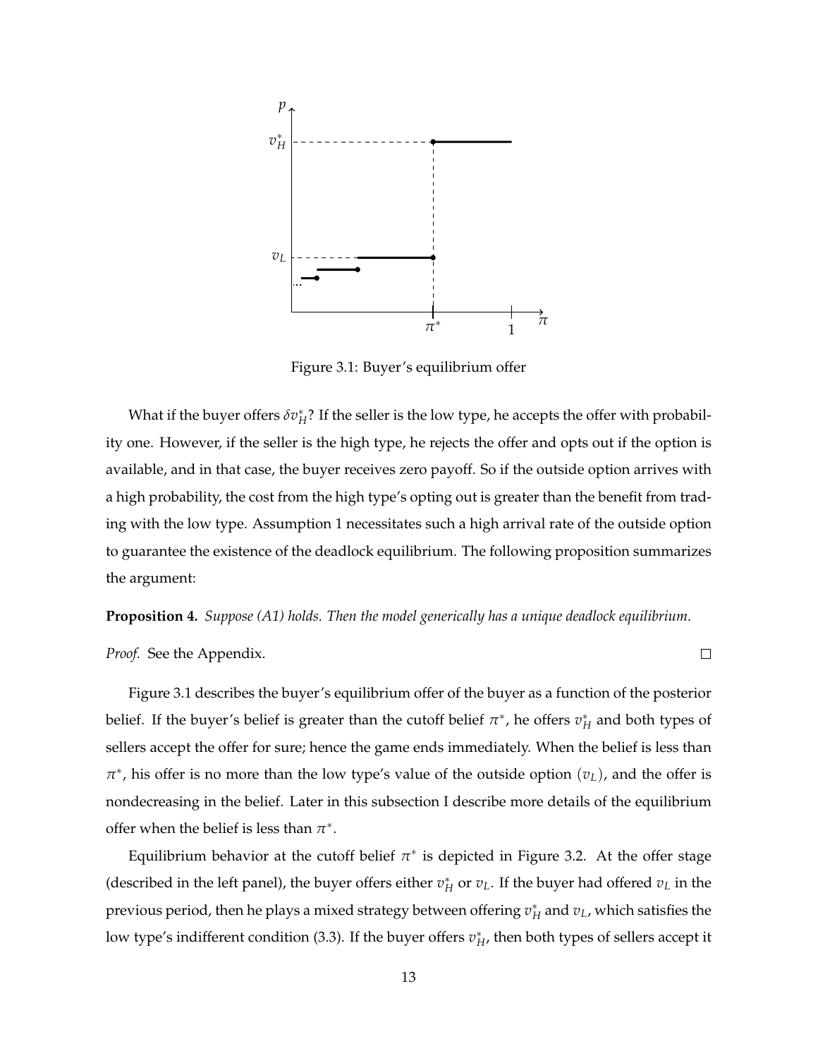Figure 3.1: Buyer's equilibrium offer

What if the buyer offers $\delta v_H^*$? If the seller is the low type, he accepts the offer with probability one. However, if the seller is the high type, he rejects the offer and opts out if the option is available, and in that case, the buyer receives zero payoff. So if the outside option arrives with a high probability, the cost from the high type's opting out is greater than the benefit from trading with the low type. Assumption 1 necessitates such a high arrival rate of the outside option to guarantee the existence of the deadlock equilibrium. The following proposition summarizes the argument:

**Proposition 4.** *Suppose (A1) holds. Then the model generically has a unique deadlock equilibrium.*

*Proof.* See the Appendix. □

Figure 3.1 describes the buyer's equilibrium offer of the buyer as a function of the posterior belief. If the buyer's belief is greater than the cutoff belief $\pi^*$, he offers $v_H^*$ and both types of sellers accept the offer for sure; hence the game ends immediately. When the belief is less than $\pi^*$, his offer is no more than the low type's value of the outside option $(v_L)$, and the offer is nondecreasing in the belief. Later in this subsection I describe more details of the equilibrium offer when the belief is less than $\pi^*$.

Equilibrium behavior at the cutoff belief $\pi^*$ is depicted in Figure 3.2. At the offer stage (described in the left panel), the buyer offers either $v_H^*$ or $v_L$. If the buyer had offered $v_L$ in the previous period, then he plays a mixed strategy between offering $v_H^*$ and $v_L$, which satisfies the low type's indifferent condition (3.3). If the buyer offers $v_H^*$, then both types of sellers accept it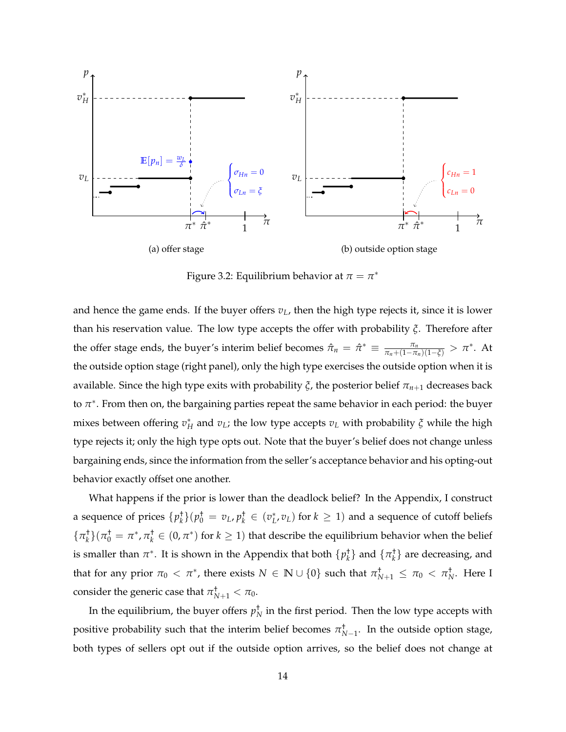(a) offer stage

(b) outside option stage

Figure 3.2: Equilibrium behavior at $\pi = \pi^*$

and hence the game ends. If the buyer offers $v_L$, then the high type rejects it, since it is lower than his reservation value. The low type accepts the offer with probability $\xi$. Therefore after the offer stage ends, the buyer's interim belief becomes $\hat{\pi}_n = \hat{\pi}^* \equiv \frac{\pi_n}{\pi_n + (1-\pi_n)(1-\xi)} > \pi^*$. At the outside option stage (right panel), only the high type exercises the outside option when it is available. Since the high type exits with probability $\xi$, the posterior belief $\pi_{n+1}$ decreases back to $\pi^*$. From then on, the bargaining parties repeat the same behavior in each period: the buyer mixes between offering $v_H^*$ and $v_L$; the low type accepts $v_L$ with probability $\xi$ while the high type rejects it; only the high type opts out. Note that the buyer's belief does not change unless bargaining ends, since the information from the seller's acceptance behavior and his opting-out behavior exactly offset one another.

What happens if the prior is lower than the deadlock belief? In the Appendix, I construct a sequence of prices $\{p_k^\dagger\}(p_0^\dagger = v_L, p_k^\dagger \in (v_L^*, v_L)$ for $k \geq 1)$ and a sequence of cutoff beliefs $\{\pi_k^\dagger\}(\pi_0^\dagger = \pi^*, \pi_k^\dagger \in (0, \pi^*)$ for $k \geq 1)$ that describe the equilibrium behavior when the belief is smaller than $\pi^*$. It is shown in the Appendix that both $\{p_k^\dagger\}$ and $\{\pi_k^\dagger\}$ are decreasing, and that for any prior $\pi_0 < \pi^*$, there exists $N \in \mathbb{N} \cup \{0\}$ such that $\pi_{N+1}^\dagger \leq \pi_0 < \pi_N^\dagger$. Here I consider the generic case that $\pi_{N+1}^\dagger < \pi_0$.

In the equilibrium, the buyer offers $p_N^\dagger$ in the first period. Then the low type accepts with positive probability such that the interim belief becomes $\pi_{N-1}^\dagger$. In the outside option stage, both types of sellers opt out if the outside option arrives, so the belief does not change at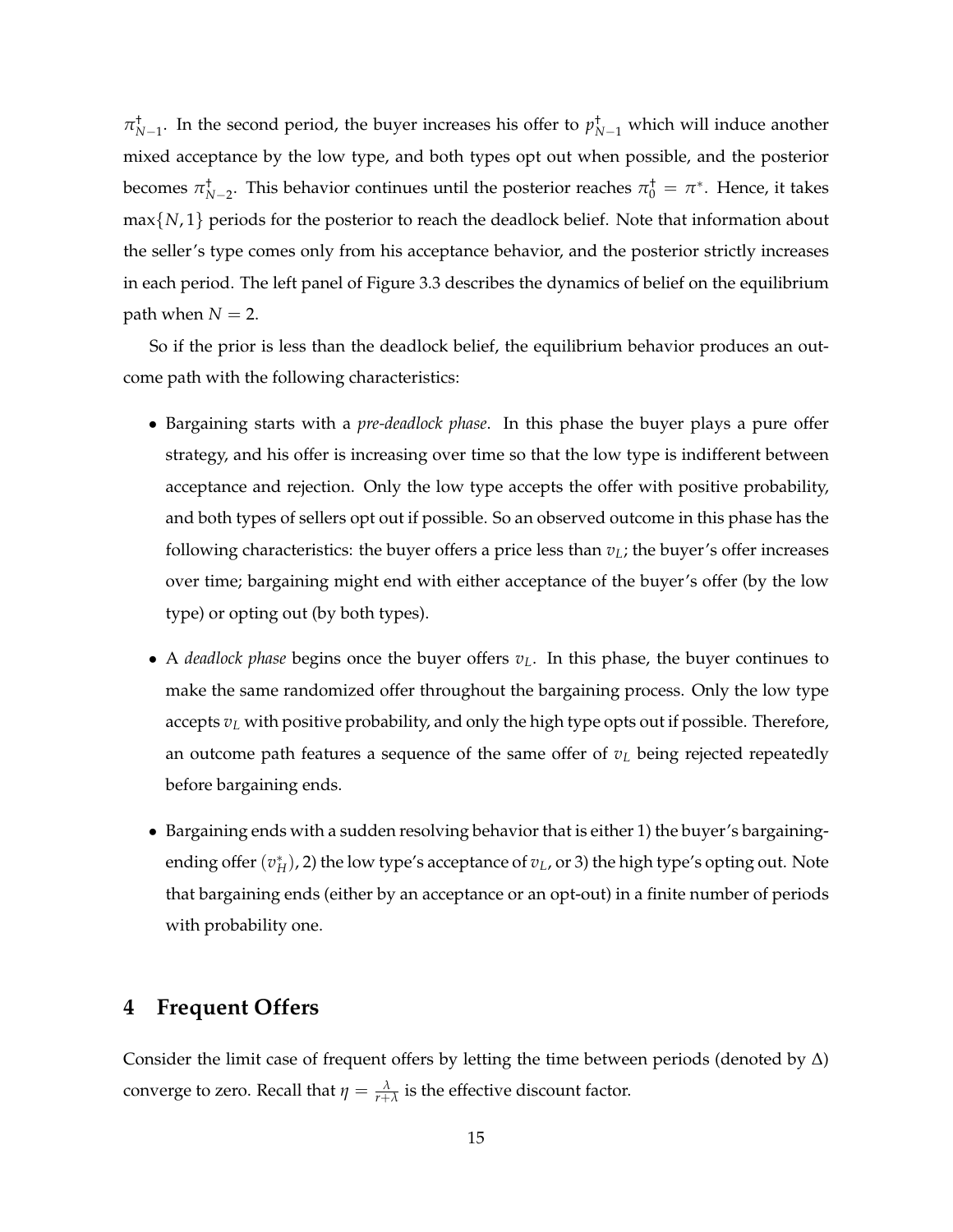$\pi^{\dagger}_{N-1}$. In the second period, the buyer increases his offer to $p^{\dagger}_{N-1}$ which will induce another mixed acceptance by the low type, and both types opt out when possible, and the posterior becomes $\pi^{\dagger}_{N-2}$. This behavior continues until the posterior reaches $\pi^{\dagger}_{0} = \pi^{*}$. Hence, it takes $\max\{N, 1\}$ periods for the posterior to reach the deadlock belief. Note that information about the seller's type comes only from his acceptance behavior, and the posterior strictly increases in each period. The left panel of Figure 3.3 describes the dynamics of belief on the equilibrium path when $N = 2$.

So if the prior is less than the deadlock belief, the equilibrium behavior produces an outcome path with the following characteristics:

- Bargaining starts with a *pre-deadlock phase*. In this phase the buyer plays a pure offer strategy, and his offer is increasing over time so that the low type is indifferent between acceptance and rejection. Only the low type accepts the offer with positive probability, and both types of sellers opt out if possible. So an observed outcome in this phase has the following characteristics: the buyer offers a price less than $v_L$; the buyer's offer increases over time; bargaining might end with either acceptance of the buyer's offer (by the low type) or opting out (by both types).

- A *deadlock phase* begins once the buyer offers $v_L$. In this phase, the buyer continues to make the same randomized offer throughout the bargaining process. Only the low type accepts $v_L$ with positive probability, and only the high type opts out if possible. Therefore, an outcome path features a sequence of the same offer of $v_L$ being rejected repeatedly before bargaining ends.

- Bargaining ends with a sudden resolving behavior that is either 1) the buyer's bargaining-ending offer ($v^{*}_{H}$), 2) the low type's acceptance of $v_L$, or 3) the high type's opting out. Note that bargaining ends (either by an acceptance or an opt-out) in a finite number of periods with probability one.

## 4 Frequent Offers

Consider the limit case of frequent offers by letting the time between periods (denoted by $\Delta$) converge to zero. Recall that $\eta = \frac{\lambda}{r+\lambda}$ is the effective discount factor.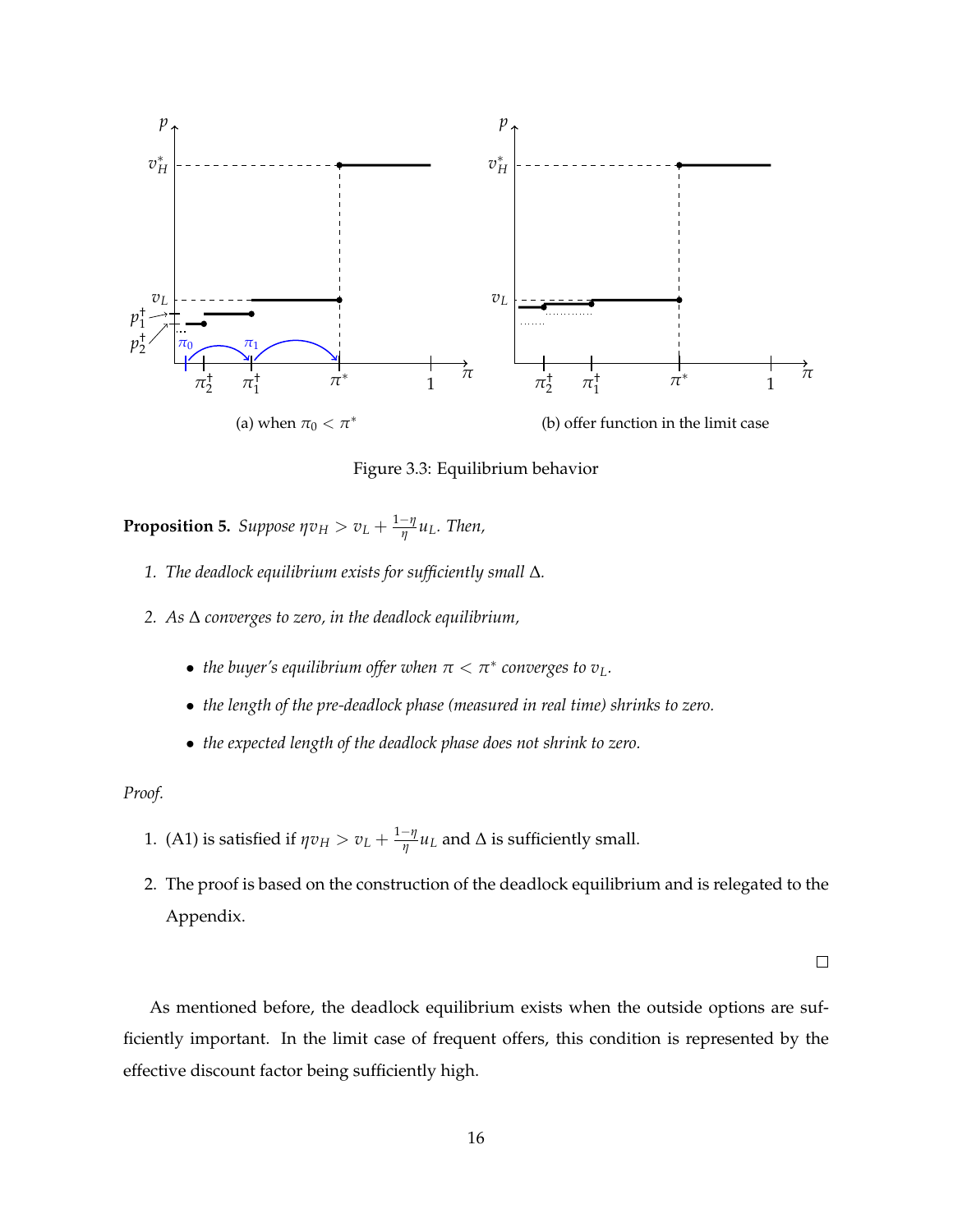(a) when $\pi_0 < \pi^*$

(b) offer function in the limit case

Figure 3.3: Equilibrium behavior

**Proposition 5.** *Suppose $\eta v_H > v_L + \frac{1-\eta}{\eta} u_L$. Then,*

1. *The deadlock equilibrium exists for sufficiently small $\Delta$.*
2. *As $\Delta$ converges to zero, in the deadlock equilibrium,*
   - *the buyer's equilibrium offer when $\pi < \pi^*$ converges to $v_L$.*
   - *the length of the pre-deadlock phase (measured in real time) shrinks to zero.*
   - *the expected length of the deadlock phase does not shrink to zero.*

*Proof.*

1. (A1) is satisfied if $\eta v_H > v_L + \frac{1-\eta}{\eta} u_L$ and $\Delta$ is sufficiently small.
2. The proof is based on the construction of the deadlock equilibrium and is relegated to the Appendix.

□

As mentioned before, the deadlock equilibrium exists when the outside options are sufficiently important. In the limit case of frequent offers, this condition is represented by the effective discount factor being sufficiently high.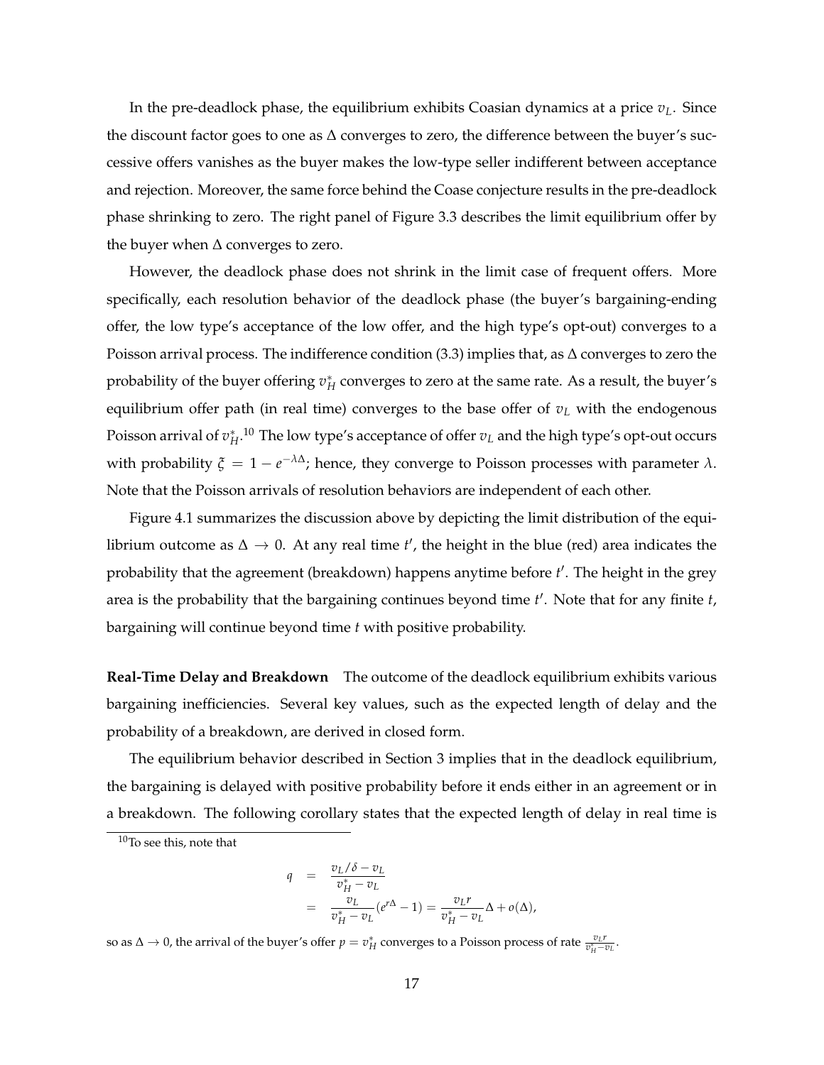In the pre-deadlock phase, the equilibrium exhibits Coasian dynamics at a price $v_L$. Since the discount factor goes to one as $\Delta$ converges to zero, the difference between the buyer's successive offers vanishes as the buyer makes the low-type seller indifferent between acceptance and rejection. Moreover, the same force behind the Coase conjecture results in the pre-deadlock phase shrinking to zero. The right panel of Figure 3.3 describes the limit equilibrium offer by the buyer when $\Delta$ converges to zero.

However, the deadlock phase does not shrink in the limit case of frequent offers. More specifically, each resolution behavior of the deadlock phase (the buyer's bargaining-ending offer, the low type's acceptance of the low offer, and the high type's opt-out) converges to a Poisson arrival process. The indifference condition (3.3) implies that, as $\Delta$ converges to zero the probability of the buyer offering $v_H^*$ converges to zero at the same rate. As a result, the buyer's equilibrium offer path (in real time) converges to the base offer of $v_L$ with the endogenous Poisson arrival of $v_H^*$.[10] The low type's acceptance of offer $v_L$ and the high type's opt-out occurs with probability $\xi = 1 - e^{-\lambda\Delta}$; hence, they converge to Poisson processes with parameter $\lambda$. Note that the Poisson arrivals of resolution behaviors are independent of each other.

Figure 4.1 summarizes the discussion above by depicting the limit distribution of the equilibrium outcome as $\Delta \to 0$. At any real time $t'$, the height in the blue (red) area indicates the probability that the agreement (breakdown) happens anytime before $t'$. The height in the grey area is the probability that the bargaining continues beyond time $t'$. Note that for any finite $t$, bargaining will continue beyond time $t$ with positive probability.

**Real-Time Delay and Breakdown** The outcome of the deadlock equilibrium exhibits various bargaining inefficiencies. Several key values, such as the expected length of delay and the probability of a breakdown, are derived in closed form.

The equilibrium behavior described in Section 3 implies that in the deadlock equilibrium, the bargaining is delayed with positive probability before it ends either in an agreement or in a breakdown. The following corollary states that the expected length of delay in real time is

---

[10] To see this, note that

$$
\begin{aligned}
q &= \frac{v_L/\delta - v_L}{v_H^* - v_L} \\
&= \frac{v_L}{v_H^* - v_L}(e^{r\Delta} - 1) = \frac{v_L r}{v_H^* - v_L}\Delta + o(\Delta),
\end{aligned}
$$

so as $\Delta \to 0$, the arrival of the buyer's offer $p = v_H^*$ converges to a Poisson process of rate $\frac{v_L r}{v_H^* - v_L}$.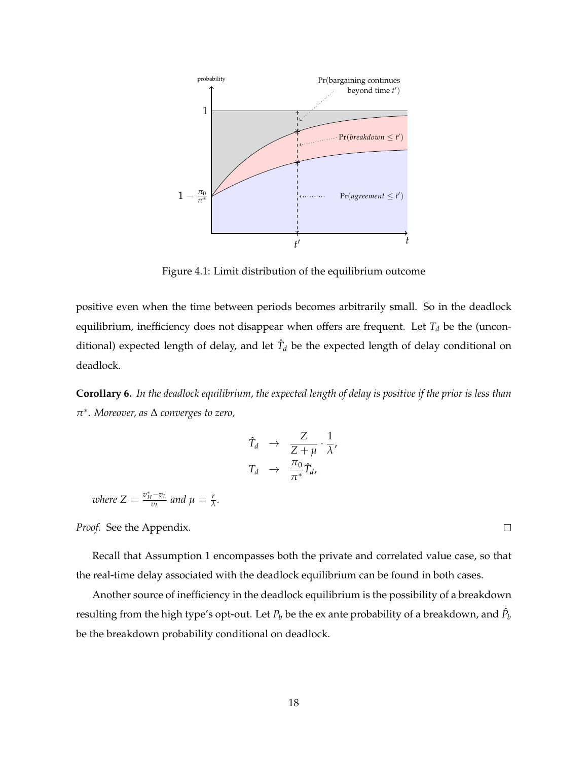Figure 4.1: Limit distribution of the equilibrium outcome

positive even when the time between periods becomes arbitrarily small. So in the deadlock equilibrium, inefficiency does not disappear when offers are frequent. Let $T_d$ be the (unconditional) expected length of delay, and let $\hat{T}_d$ be the expected length of delay conditional on deadlock.

**Corollary 6.** *In the deadlock equilibrium, the expected length of delay is positive if the prior is less than $\pi^*$. Moreover, as $\Delta$ converges to zero,*

$$\hat{T}_d \quad \to \quad \frac{Z}{Z+\mu} \cdot \frac{1}{\lambda},$$

$$T_d \quad \to \quad \frac{\pi_0}{\pi^*} \hat{T}_d,$$

*where $Z = \frac{v_H^* - v_L}{v_L}$ and $\mu = \frac{r}{\lambda}$.*

*Proof.* See the Appendix. □

Recall that Assumption 1 encompasses both the private and correlated value case, so that the real-time delay associated with the deadlock equilibrium can be found in both cases.

Another source of inefficiency in the deadlock equilibrium is the possibility of a breakdown resulting from the high type's opt-out. Let $P_b$ be the ex ante probability of a breakdown, and $\hat{P}_b$ be the breakdown probability conditional on deadlock.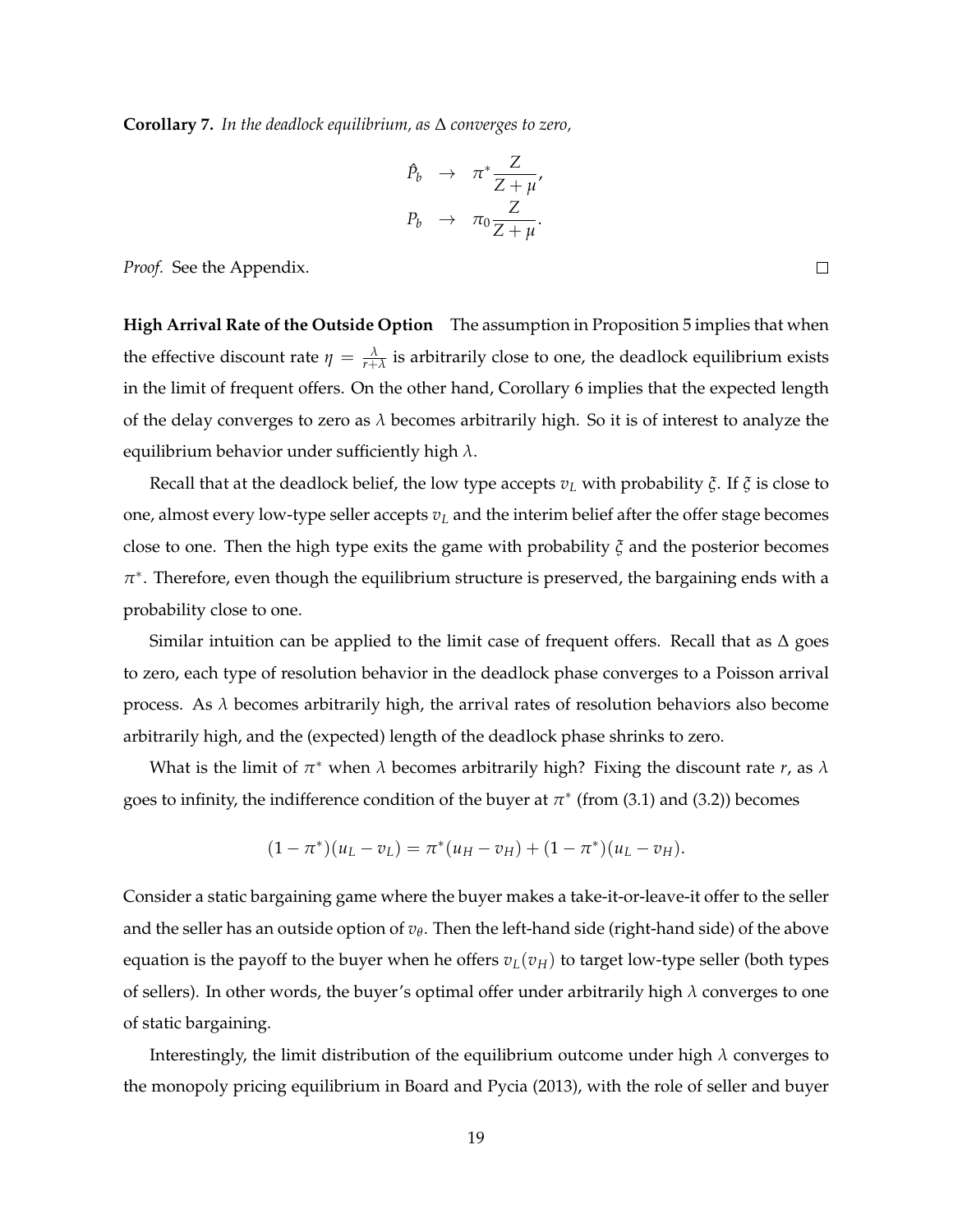**Corollary 7.** *In the deadlock equilibrium, as $\Delta$ converges to zero,*

$$\hat{P}_b \rightarrow \pi^* \frac{Z}{Z+\mu},$$
$$P_b \rightarrow \pi_0 \frac{Z}{Z+\mu}.$$

*Proof.* See the Appendix. $\square$

**High Arrival Rate of the Outside Option** The assumption in Proposition 5 implies that when the effective discount rate $\eta = \frac{\lambda}{r+\lambda}$ is arbitrarily close to one, the deadlock equilibrium exists in the limit of frequent offers. On the other hand, Corollary 6 implies that the expected length of the delay converges to zero as $\lambda$ becomes arbitrarily high. So it is of interest to analyze the equilibrium behavior under sufficiently high $\lambda$.

Recall that at the deadlock belief, the low type accepts $v_L$ with probability $\xi$. If $\xi$ is close to one, almost every low-type seller accepts $v_L$ and the interim belief after the offer stage becomes close to one. Then the high type exits the game with probability $\xi$ and the posterior becomes $\pi^*$. Therefore, even though the equilibrium structure is preserved, the bargaining ends with a probability close to one.

Similar intuition can be applied to the limit case of frequent offers. Recall that as $\Delta$ goes to zero, each type of resolution behavior in the deadlock phase converges to a Poisson arrival process. As $\lambda$ becomes arbitrarily high, the arrival rates of resolution behaviors also become arbitrarily high, and the (expected) length of the deadlock phase shrinks to zero.

What is the limit of $\pi^*$ when $\lambda$ becomes arbitrarily high? Fixing the discount rate $r$, as $\lambda$ goes to infinity, the indifference condition of the buyer at $\pi^*$ (from (3.1) and (3.2)) becomes

$$(1-\pi^*)(u_L - v_L) = \pi^*(u_H - v_H) + (1-\pi^*)(u_L - v_H).$$

Consider a static bargaining game where the buyer makes a take-it-or-leave-it offer to the seller and the seller has an outside option of $v_\theta$. Then the left-hand side (right-hand side) of the above equation is the payoff to the buyer when he offers $v_L (v_H)$ to target low-type seller (both types of sellers). In other words, the buyer's optimal offer under arbitrarily high $\lambda$ converges to one of static bargaining.

Interestingly, the limit distribution of the equilibrium outcome under high $\lambda$ converges to the monopoly pricing equilibrium in Board and Pycia (2013), with the role of seller and buyer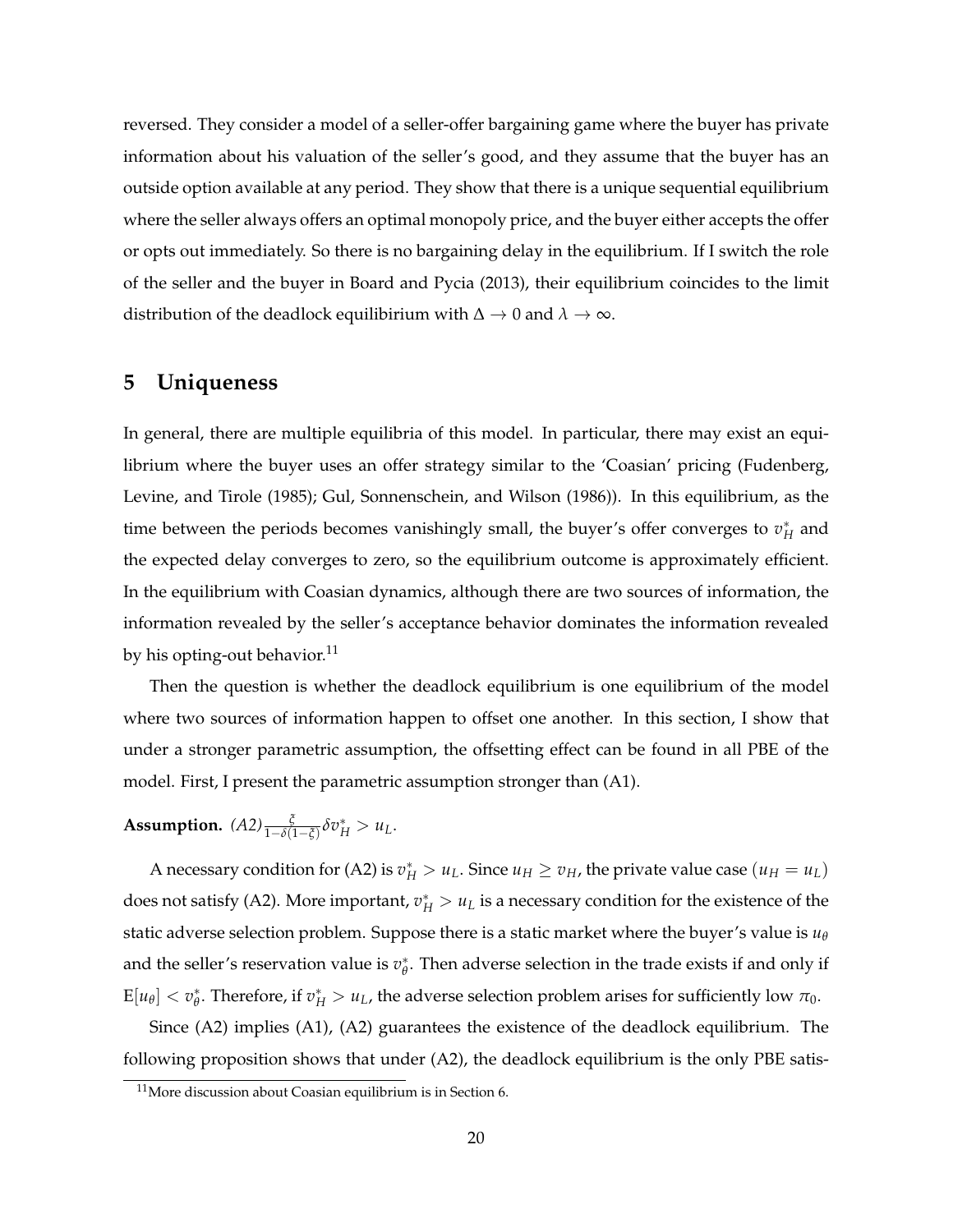reversed. They consider a model of a seller-offer bargaining game where the buyer has private information about his valuation of the seller's good, and they assume that the buyer has an outside option available at any period. They show that there is a unique sequential equilibrium where the seller always offers an optimal monopoly price, and the buyer either accepts the offer or opts out immediately. So there is no bargaining delay in the equilibrium. If I switch the role of the seller and the buyer in Board and Pycia (2013), their equilibrium coincides to the limit distribution of the deadlock equilibirium with $\Delta \to 0$ and $\lambda \to \infty$.

## 5 Uniqueness

In general, there are multiple equilibria of this model. In particular, there may exist an equilibrium where the buyer uses an offer strategy similar to the 'Coasian' pricing (Fudenberg, Levine, and Tirole (1985); Gul, Sonnenschein, and Wilson (1986)). In this equilibrium, as the time between the periods becomes vanishingly small, the buyer's offer converges to $v_H^*$ and the expected delay converges to zero, so the equilibrium outcome is approximately efficient. In the equilibrium with Coasian dynamics, although there are two sources of information, the information revealed by the seller's acceptance behavior dominates the information revealed by his opting-out behavior.[11]

Then the question is whether the deadlock equilibrium is one equilibrium of the model where two sources of information happen to offset one another. In this section, I show that under a stronger parametric assumption, the offsetting effect can be found in all PBE of the model. First, I present the parametric assumption stronger than (A1).

**Assumption.** *(A2)* $\frac{\xi}{1-\delta(1-\xi)}\delta v_H^* > u_L$.

A necessary condition for (A2) is $v_H^* > u_L$. Since $u_H \geq v_H$, the private value case $(u_H = u_L)$ does not satisfy (A2). More important, $v_H^* > u_L$ is a necessary condition for the existence of the static adverse selection problem. Suppose there is a static market where the buyer's value is $u_\theta$ and the seller's reservation value is $v_\theta^*$. Then adverse selection in the trade exists if and only if $\mathrm{E}[u_\theta] < v_\theta^*$. Therefore, if $v_H^* > u_L$, the adverse selection problem arises for sufficiently low $\pi_0$.

Since (A2) implies (A1), (A2) guarantees the existence of the deadlock equilibrium. The following proposition shows that under (A2), the deadlock equilibrium is the only PBE satis-

[11] More discussion about Coasian equilibrium is in Section 6.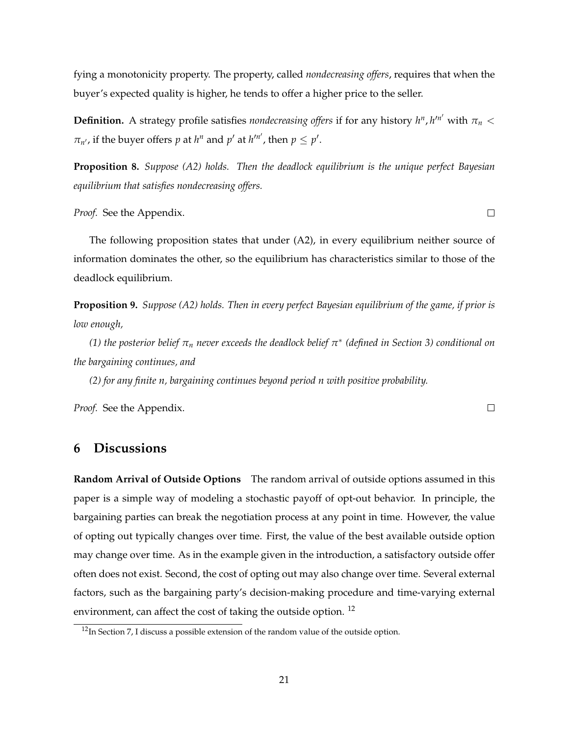fying a monotonicity property. The property, called *nondecreasing offers*, requires that when the buyer's expected quality is higher, he tends to offer a higher price to the seller.

**Definition.** A strategy profile satisfies *nondecreasing offers* if for any history $h^n, h'^{n'}$ with $\pi_n < \pi_{n'}$, if the buyer offers $p$ at $h^n$ and $p'$ at $h'^{n'}$, then $p \leq p'$.

**Proposition 8.** *Suppose (A2) holds. Then the deadlock equilibrium is the unique perfect Bayesian equilibrium that satisfies nondecreasing offers.*

*Proof.* See the Appendix. □

The following proposition states that under (A2), in every equilibrium neither source of information dominates the other, so the equilibrium has characteristics similar to those of the deadlock equilibrium.

**Proposition 9.** *Suppose (A2) holds. Then in every perfect Bayesian equilibrium of the game, if prior is low enough,*

*(1) the posterior belief $\pi_n$ never exceeds the deadlock belief $\pi^*$ (defined in Section 3) conditional on the bargaining continues, and*

*(2) for any finite $n$, bargaining continues beyond period $n$ with positive probability.*

*Proof.* See the Appendix. □

## 6 Discussions

**Random Arrival of Outside Options** The random arrival of outside options assumed in this paper is a simple way of modeling a stochastic payoff of opt-out behavior. In principle, the bargaining parties can break the negotiation process at any point in time. However, the value of opting out typically changes over time. First, the value of the best available outside option may change over time. As in the example given in the introduction, a satisfactory outside offer often does not exist. Second, the cost of opting out may also change over time. Several external factors, such as the bargaining party's decision-making procedure and time-varying external environment, can affect the cost of taking the outside option. [12]

[12] In Section 7, I discuss a possible extension of the random value of the outside option.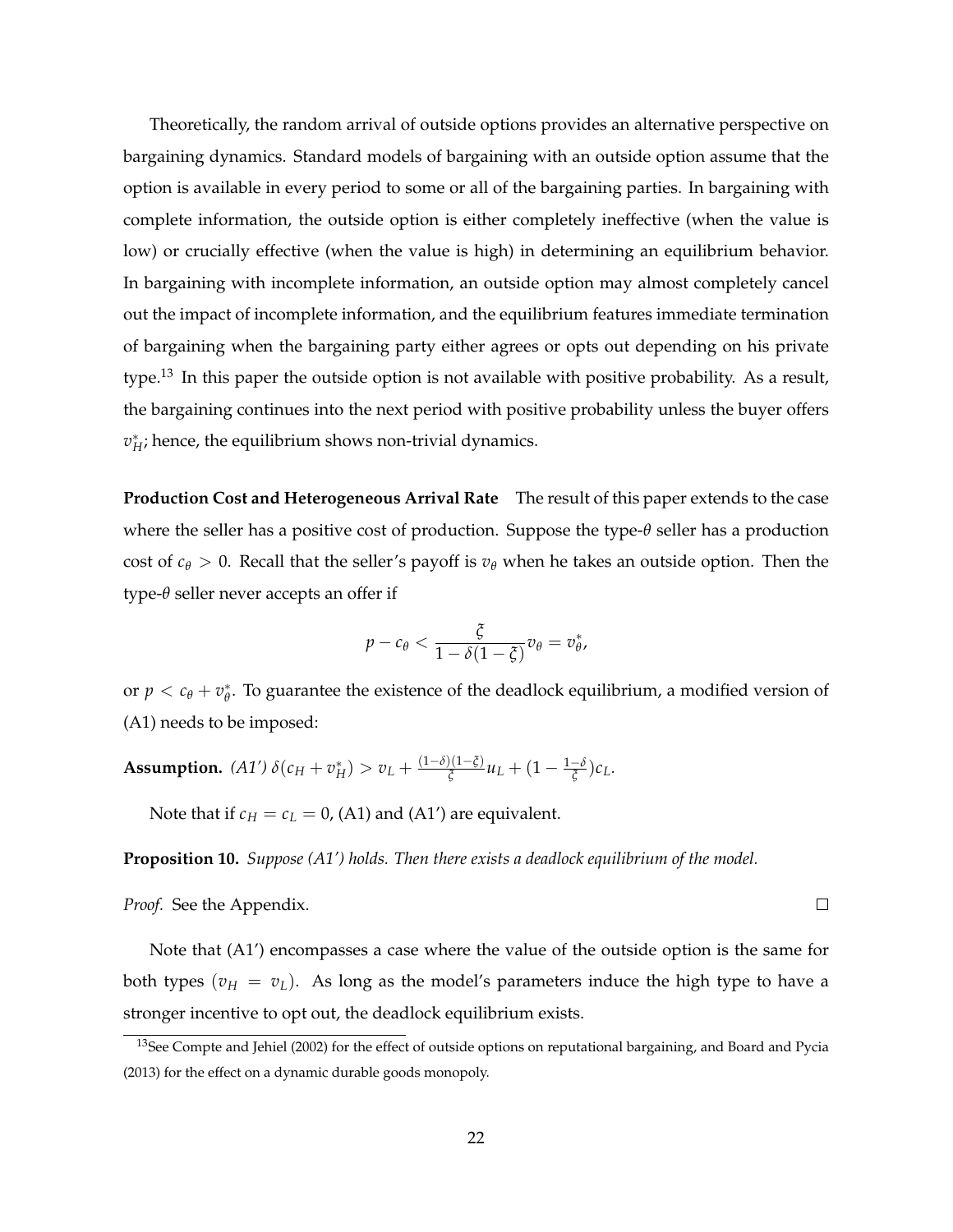Theoretically, the random arrival of outside options provides an alternative perspective on bargaining dynamics. Standard models of bargaining with an outside option assume that the option is available in every period to some or all of the bargaining parties. In bargaining with complete information, the outside option is either completely ineffective (when the value is low) or crucially effective (when the value is high) in determining an equilibrium behavior. In bargaining with incomplete information, an outside option may almost completely cancel out the impact of incomplete information, and the equilibrium features immediate termination of bargaining when the bargaining party either agrees or opts out depending on his private type.[13] In this paper the outside option is not available with positive probability. As a result, the bargaining continues into the next period with positive probability unless the buyer offers $v_H^*$; hence, the equilibrium shows non-trivial dynamics.

**Production Cost and Heterogeneous Arrival Rate** The result of this paper extends to the case where the seller has a positive cost of production. Suppose the type-$\theta$ seller has a production cost of $c_\theta > 0$. Recall that the seller's payoff is $v_\theta$ when he takes an outside option. Then the type-$\theta$ seller never accepts an offer if

$$p - c_\theta < \frac{\xi}{1-\delta(1-\xi)} v_\theta = v_\theta^*,$$

or $p < c_\theta + v_\theta^*$. To guarantee the existence of the deadlock equilibrium, a modified version of (A1) needs to be imposed:

**Assumption.** *(A1')* $\delta(c_H + v_H^*) > v_L + \frac{(1-\delta)(1-\xi)}{\xi} u_L + (1 - \frac{1-\delta}{\xi}) c_L$.

Note that if $c_H = c_L = 0$, (A1) and (A1') are equivalent.

**Proposition 10.** *Suppose (A1') holds. Then there exists a deadlock equilibrium of the model.*

*Proof.* See the Appendix. □

Note that (A1') encompasses a case where the value of the outside option is the same for both types ($v_H = v_L$). As long as the model's parameters induce the high type to have a stronger incentive to opt out, the deadlock equilibrium exists.

[13] See Compte and Jehiel (2002) for the effect of outside options on reputational bargaining, and Board and Pycia (2013) for the effect on a dynamic durable goods monopoly.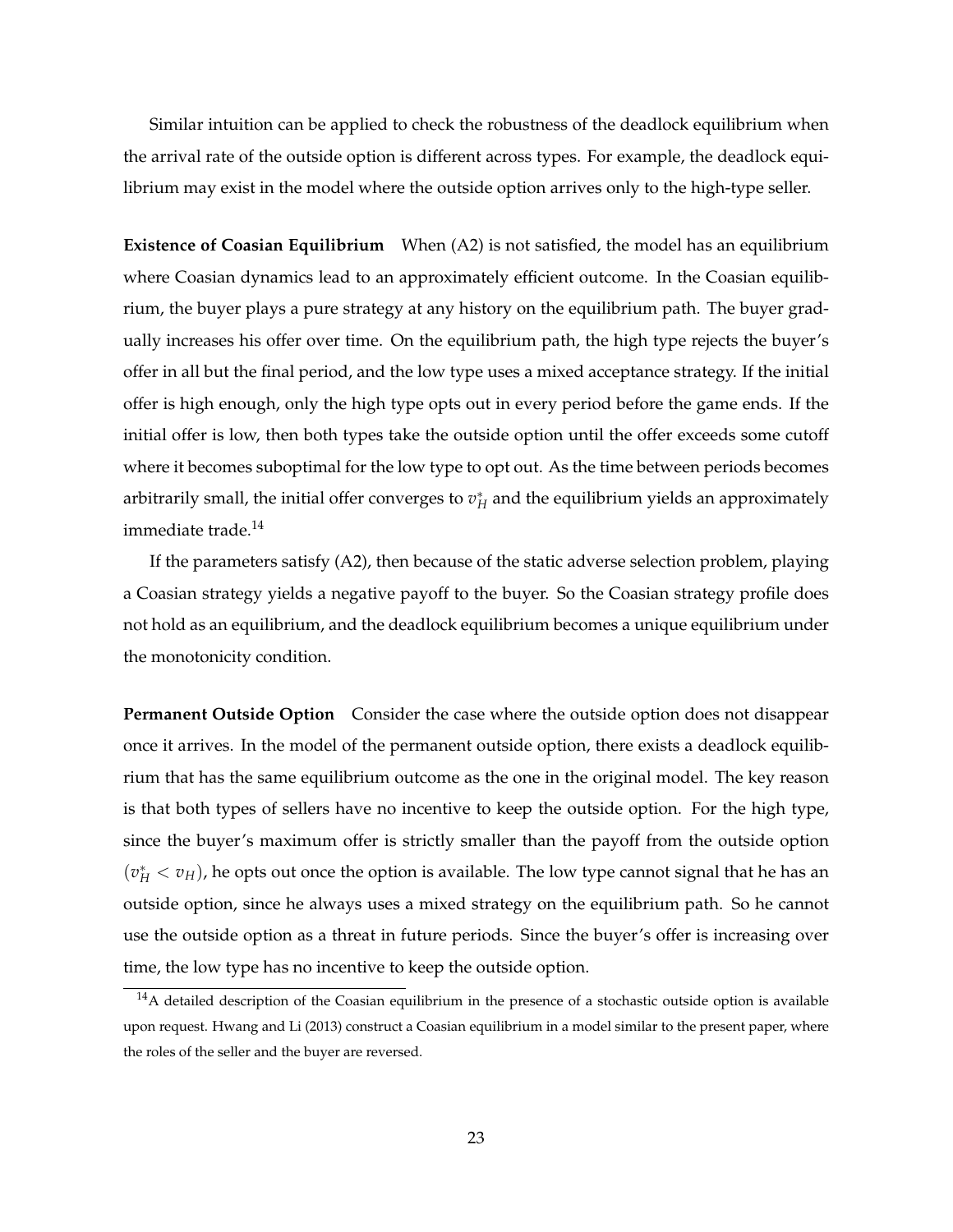Similar intuition can be applied to check the robustness of the deadlock equilibrium when the arrival rate of the outside option is different across types. For example, the deadlock equilibrium may exist in the model where the outside option arrives only to the high-type seller.

**Existence of Coasian Equilibrium** When (A2) is not satisfied, the model has an equilibrium where Coasian dynamics lead to an approximately efficient outcome. In the Coasian equilibrium, the buyer plays a pure strategy at any history on the equilibrium path. The buyer gradually increases his offer over time. On the equilibrium path, the high type rejects the buyer's offer in all but the final period, and the low type uses a mixed acceptance strategy. If the initial offer is high enough, only the high type opts out in every period before the game ends. If the initial offer is low, then both types take the outside option until the offer exceeds some cutoff where it becomes suboptimal for the low type to opt out. As the time between periods becomes arbitrarily small, the initial offer converges to $v_H^*$ and the equilibrium yields an approximately immediate trade.[14]

If the parameters satisfy (A2), then because of the static adverse selection problem, playing a Coasian strategy yields a negative payoff to the buyer. So the Coasian strategy profile does not hold as an equilibrium, and the deadlock equilibrium becomes a unique equilibrium under the monotonicity condition.

**Permanent Outside Option** Consider the case where the outside option does not disappear once it arrives. In the model of the permanent outside option, there exists a deadlock equilibrium that has the same equilibrium outcome as the one in the original model. The key reason is that both types of sellers have no incentive to keep the outside option. For the high type, since the buyer's maximum offer is strictly smaller than the payoff from the outside option ($v_H^* < v_H$), he opts out once the option is available. The low type cannot signal that he has an outside option, since he always uses a mixed strategy on the equilibrium path. So he cannot use the outside option as a threat in future periods. Since the buyer's offer is increasing over time, the low type has no incentive to keep the outside option.

[14]A detailed description of the Coasian equilibrium in the presence of a stochastic outside option is available upon request. Hwang and Li (2013) construct a Coasian equilibrium in a model similar to the present paper, where the roles of the seller and the buyer are reversed.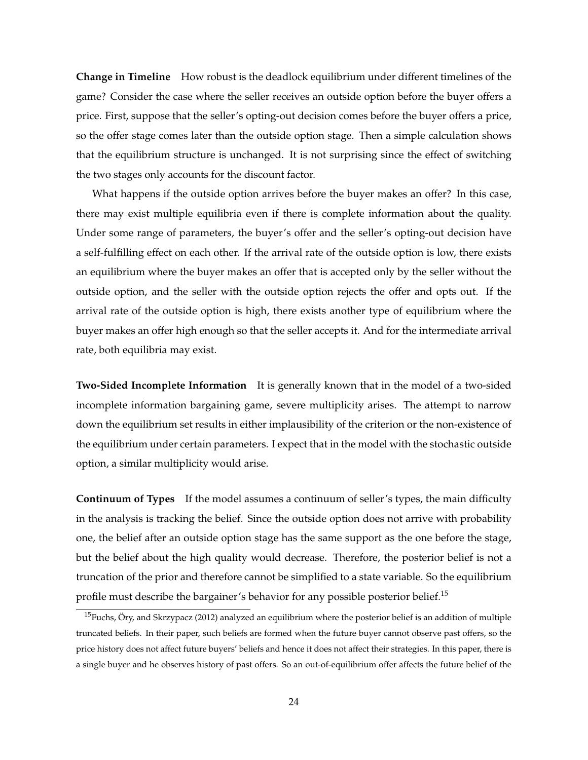**Change in Timeline** How robust is the deadlock equilibrium under different timelines of the game? Consider the case where the seller receives an outside option before the buyer offers a price. First, suppose that the seller's opting-out decision comes before the buyer offers a price, so the offer stage comes later than the outside option stage. Then a simple calculation shows that the equilibrium structure is unchanged. It is not surprising since the effect of switching the two stages only accounts for the discount factor.

What happens if the outside option arrives before the buyer makes an offer? In this case, there may exist multiple equilibria even if there is complete information about the quality. Under some range of parameters, the buyer's offer and the seller's opting-out decision have a self-fulfilling effect on each other. If the arrival rate of the outside option is low, there exists an equilibrium where the buyer makes an offer that is accepted only by the seller without the outside option, and the seller with the outside option rejects the offer and opts out. If the arrival rate of the outside option is high, there exists another type of equilibrium where the buyer makes an offer high enough so that the seller accepts it. And for the intermediate arrival rate, both equilibria may exist.

**Two-Sided Incomplete Information** It is generally known that in the model of a two-sided incomplete information bargaining game, severe multiplicity arises. The attempt to narrow down the equilibrium set results in either implausibility of the criterion or the non-existence of the equilibrium under certain parameters. I expect that in the model with the stochastic outside option, a similar multiplicity would arise.

**Continuum of Types** If the model assumes a continuum of seller's types, the main difficulty in the analysis is tracking the belief. Since the outside option does not arrive with probability one, the belief after an outside option stage has the same support as the one before the stage, but the belief about the high quality would decrease. Therefore, the posterior belief is not a truncation of the prior and therefore cannot be simplified to a state variable. So the equilibrium profile must describe the bargainer's behavior for any possible posterior belief.[15]

[15] Fuchs, Öry, and Skrzypacz (2012) analyzed an equilibrium where the posterior belief is an addition of multiple truncated beliefs. In their paper, such beliefs are formed when the future buyer cannot observe past offers, so the price history does not affect future buyers' beliefs and hence it does not affect their strategies. In this paper, there is a single buyer and he observes history of past offers. So an out-of-equilibrium offer affects the future belief of the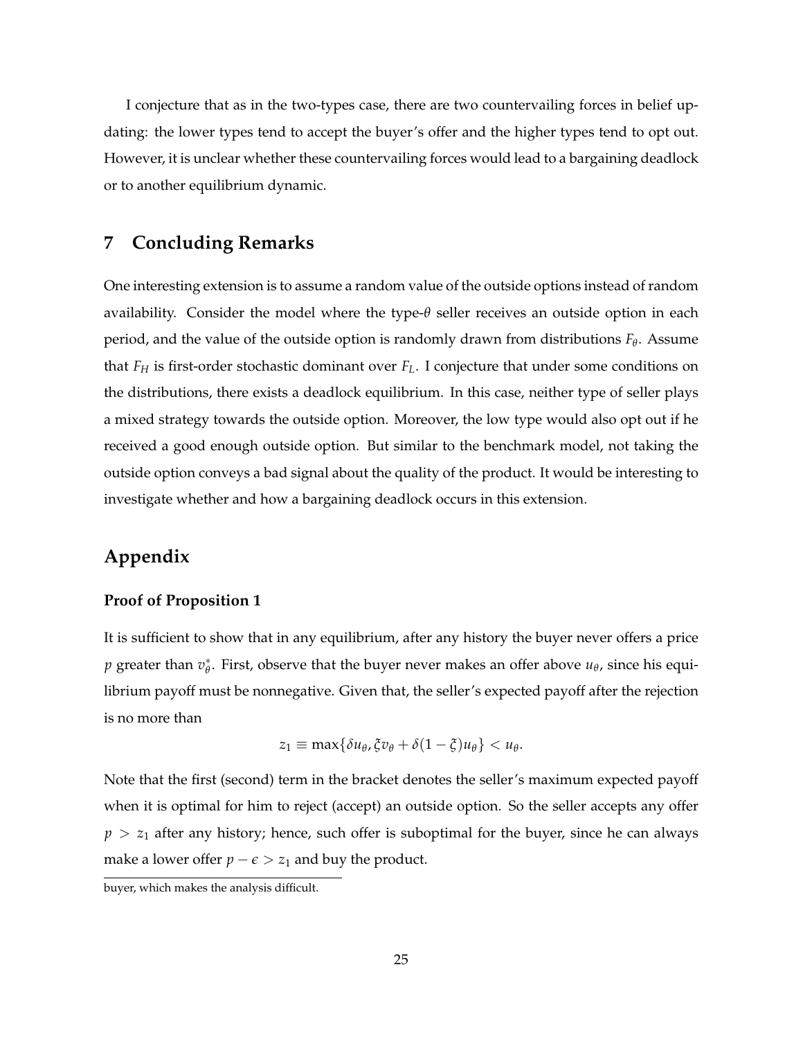I conjecture that as in the two-types case, there are two countervailing forces in belief updating: the lower types tend to accept the buyer's offer and the higher types tend to opt out. However, it is unclear whether these countervailing forces would lead to a bargaining deadlock or to another equilibrium dynamic.

## 7 Concluding Remarks

One interesting extension is to assume a random value of the outside options instead of random availability. Consider the model where the type-$\theta$ seller receives an outside option in each period, and the value of the outside option is randomly drawn from distributions $F_\theta$. Assume that $F_H$ is first-order stochastic dominant over $F_L$. I conjecture that under some conditions on the distributions, there exists a deadlock equilibrium. In this case, neither type of seller plays a mixed strategy towards the outside option. Moreover, the low type would also opt out if he received a good enough outside option. But similar to the benchmark model, not taking the outside option conveys a bad signal about the quality of the product. It would be interesting to investigate whether and how a bargaining deadlock occurs in this extension.

## Appendix

### Proof of Proposition 1

It is sufficient to show that in any equilibrium, after any history the buyer never offers a price $p$ greater than $v_\theta^*$. First, observe that the buyer never makes an offer above $u_\theta$, since his equilibrium payoff must be nonnegative. Given that, the seller's expected payoff after the rejection is no more than

$$z_1 \equiv \max\{\delta u_\theta, \xi v_\theta + \delta(1-\xi)u_\theta\} < u_\theta.$$

Note that the first (second) term in the bracket denotes the seller's maximum expected payoff when it is optimal for him to reject (accept) an outside option. So the seller accepts any offer $p > z_1$ after any history; hence, such offer is suboptimal for the buyer, since he can always make a lower offer $p - \epsilon > z_1$ and buy the product.

buyer, which makes the analysis difficult.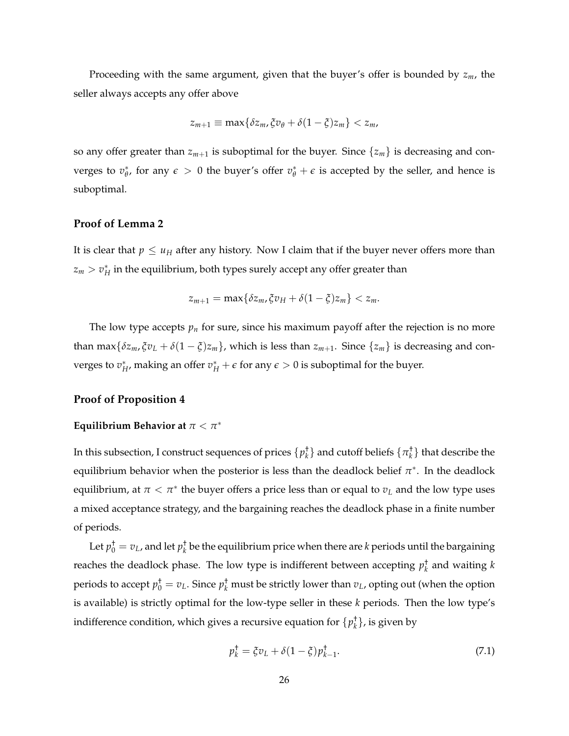Proceeding with the same argument, given that the buyer's offer is bounded by $z_m$, the seller always accepts any offer above

$$z_{m+1} \equiv \max\{\delta z_m, \xi v_\theta + \delta(1-\xi) z_m\} < z_m,$$

so any offer greater than $z_{m+1}$ is suboptimal for the buyer. Since $\{z_m\}$ is decreasing and converges to $v_\theta^*$, for any $\epsilon > 0$ the buyer's offer $v_\theta^* + \epsilon$ is accepted by the seller, and hence is suboptimal.

### Proof of Lemma 2

It is clear that $p \leq u_H$ after any history. Now I claim that if the buyer never offers more than $z_m > v_H^*$ in the equilibrium, both types surely accept any offer greater than

$$z_{m+1} = \max\{\delta z_m, \xi v_H + \delta(1-\xi) z_m\} < z_m.$$

The low type accepts $p_n$ for sure, since his maximum payoff after the rejection is no more than $\max\{\delta z_m, \xi v_L + \delta(1-\xi) z_m\}$, which is less than $z_{m+1}$. Since $\{z_m\}$ is decreasing and converges to $v_H^*$, making an offer $v_H^* + \epsilon$ for any $\epsilon > 0$ is suboptimal for the buyer.

### Proof of Proposition 4

#### Equilibrium Behavior at $\pi < \pi^*$

In this subsection, I construct sequences of prices $\{p_k^\dagger\}$ and cutoff beliefs $\{\pi_k^\dagger\}$ that describe the equilibrium behavior when the posterior is less than the deadlock belief $\pi^*$. In the deadlock equilibrium, at $\pi < \pi^*$ the buyer offers a price less than or equal to $v_L$ and the low type uses a mixed acceptance strategy, and the bargaining reaches the deadlock phase in a finite number of periods.

Let $p_0^\dagger = v_L$, and let $p_k^\dagger$ be the equilibrium price when there are $k$ periods until the bargaining reaches the deadlock phase. The low type is indifferent between accepting $p_k^\dagger$ and waiting $k$ periods to accept $p_0^\dagger = v_L$. Since $p_k^\dagger$ must be strictly lower than $v_L$, opting out (when the option is available) is strictly optimal for the low-type seller in these $k$ periods. Then the low type's indifference condition, which gives a recursive equation for $\{p_k^\dagger\}$, is given by

$$p_k^\dagger = \xi v_L + \delta(1-\xi) p_{k-1}^\dagger. \tag{7.1}$$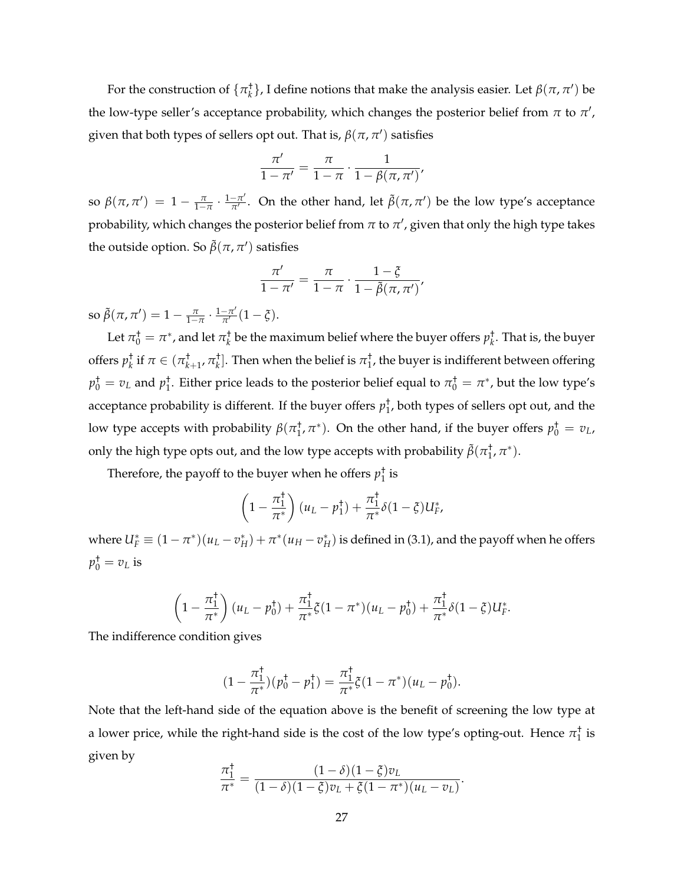For the construction of $\{\pi_k^\dagger\}$, I define notions that make the analysis easier. Let $\beta(\pi, \pi')$ be the low-type seller's acceptance probability, which changes the posterior belief from $\pi$ to $\pi'$, given that both types of sellers opt out. That is, $\beta(\pi, \pi')$ satisfies

$$\frac{\pi'}{1-\pi'} = \frac{\pi}{1-\pi} \cdot \frac{1}{1-\beta(\pi,\pi')},$$

so $\beta(\pi, \pi') = 1 - \frac{\pi}{1-\pi} \cdot \frac{1-\pi'}{\pi'}$. On the other hand, let $\tilde{\beta}(\pi, \pi')$ be the low type's acceptance probability, which changes the posterior belief from $\pi$ to $\pi'$, given that only the high type takes the outside option. So $\tilde{\beta}(\pi, \pi')$ satisfies

$$\frac{\pi'}{1-\pi'} = \frac{\pi}{1-\pi} \cdot \frac{1-\xi}{1-\tilde{\beta}(\pi,\pi')},$$

so $\tilde{\beta}(\pi, \pi') = 1 - \frac{\pi}{1-\pi} \cdot \frac{1-\pi'}{\pi'}(1-\xi)$.

Let $\pi_0^\dagger = \pi^*$, and let $\pi_k^\dagger$ be the maximum belief where the buyer offers $p_k^\dagger$. That is, the buyer offers $p_k^\dagger$ if $\pi \in (\pi_{k+1}^\dagger, \pi_k^\dagger]$. Then when the belief is $\pi_1^\dagger$, the buyer is indifferent between offering $p_0^\dagger = v_L$ and $p_1^\dagger$. Either price leads to the posterior belief equal to $\pi_0^\dagger = \pi^*$, but the low type's acceptance probability is different. If the buyer offers $p_1^\dagger$, both types of sellers opt out, and the low type accepts with probability $\beta(\pi_1^\dagger, \pi^*)$. On the other hand, if the buyer offers $p_0^\dagger = v_L$, only the high type opts out, and the low type accepts with probability $\tilde{\beta}(\pi_1^\dagger, \pi^*)$.

Therefore, the payoff to the buyer when he offers $p_1^\dagger$ is

$$\left(1 - \frac{\pi_1^\dagger}{\pi^*}\right)(u_L - p_1^\dagger) + \frac{\pi_1^\dagger}{\pi^*}\delta(1-\xi)U_F^*,$$

where $U_F^* \equiv (1-\pi^*)(u_L - v_H^*) + \pi^*(u_H - v_H^*)$ is defined in (3.1), and the payoff when he offers $p_0^\dagger = v_L$ is

$$\left(1 - \frac{\pi_1^\dagger}{\pi^*}\right)(u_L - p_0^\dagger) + \frac{\pi_1^\dagger}{\pi^*}\xi(1-\pi^*)(u_L - p_0^\dagger) + \frac{\pi_1^\dagger}{\pi^*}\delta(1-\xi)U_F^*.$$

The indifference condition gives

$$(1 - \frac{\pi_1^\dagger}{\pi^*})(p_0^\dagger - p_1^\dagger) = \frac{\pi_1^\dagger}{\pi^*}\xi(1-\pi^*)(u_L - p_0^\dagger).$$

Note that the left-hand side of the equation above is the benefit of screening the low type at a lower price, while the right-hand side is the cost of the low type's opting-out. Hence $\pi_1^\dagger$ is given by

$$\frac{\pi_1^\dagger}{\pi^*} = \frac{(1-\delta)(1-\xi)v_L}{(1-\delta)(1-\xi)v_L + \xi(1-\pi^*)(u_L - v_L)}.$$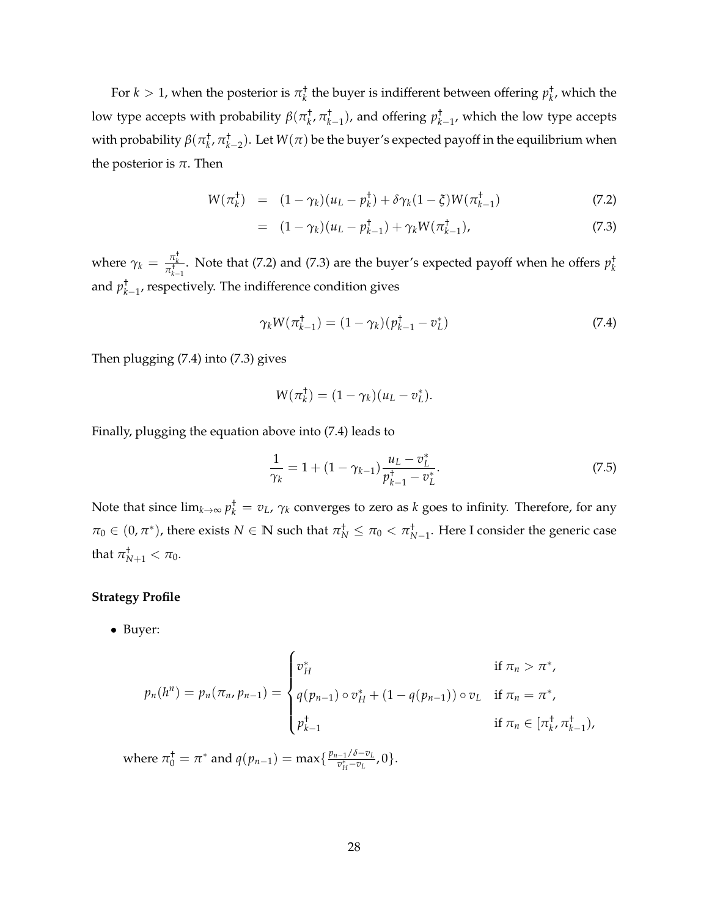For $k > 1$, when the posterior is $\pi_k^\dagger$ the buyer is indifferent between offering $p_k^\dagger$, which the low type accepts with probability $\beta(\pi_k^\dagger, \pi_{k-1}^\dagger)$, and offering $p_{k-1}^\dagger$, which the low type accepts with probability $\beta(\pi_k^\dagger, \pi_{k-2}^\dagger)$. Let $W(\pi)$ be the buyer's expected payoff in the equilibrium when the posterior is $\pi$. Then

$$
\begin{aligned}
W(\pi_k^\dagger) &= (1-\gamma_k)(u_L - p_k^\dagger) + \delta\gamma_k(1-\xi)W(\pi_{k-1}^\dagger) && (7.2) \\
&= (1-\gamma_k)(u_L - p_{k-1}^\dagger) + \gamma_k W(\pi_{k-1}^\dagger), && (7.3)
\end{aligned}
$$

where $\gamma_k = \frac{\pi_k^\dagger}{\pi_{k-1}^\dagger}$. Note that (7.2) and (7.3) are the buyer's expected payoff when he offers $p_k^\dagger$ and $p_{k-1}^\dagger$, respectively. The indifference condition gives

$$
\gamma_k W(\pi_{k-1}^\dagger) = (1-\gamma_k)(p_{k-1}^\dagger - v_L^*) \tag{7.4}
$$

Then plugging (7.4) into (7.3) gives

$$
W(\pi_k^\dagger) = (1-\gamma_k)(u_L - v_L^*).
$$

Finally, plugging the equation above into (7.4) leads to

$$
\frac{1}{\gamma_k} = 1 + (1-\gamma_{k-1})\frac{u_L - v_L^*}{p_{k-1}^\dagger - v_L^*}. \tag{7.5}
$$

Note that since $\lim_{k\to\infty} p_k^\dagger = v_L$, $\gamma_k$ converges to zero as $k$ goes to infinity. Therefore, for any $\pi_0 \in (0, \pi^*)$, there exists $N \in \mathbb{N}$ such that $\pi_N^\dagger \le \pi_0 < \pi_{N-1}^\dagger$. Here I consider the generic case that $\pi_{N+1}^\dagger < \pi_0$.

**Strategy Profile**

- Buyer:

$$
p_n(h^n) = p_n(\pi_n, p_{n-1}) = \begin{cases} v_H^* & \text{if } \pi_n > \pi^*, \\ q(p_{n-1}) \circ v_H^* + (1-q(p_{n-1})) \circ v_L & \text{if } \pi_n = \pi^*, \\ p_{k-1}^\dagger & \text{if } \pi_n \in [\pi_k^\dagger, \pi_{k-1}^\dagger), \end{cases}
$$

where $\pi_0^\dagger = \pi^*$ and $q(p_{n-1}) = \max\{\frac{p_{n-1}/\delta - v_L}{v_H^* - v_L}, 0\}$.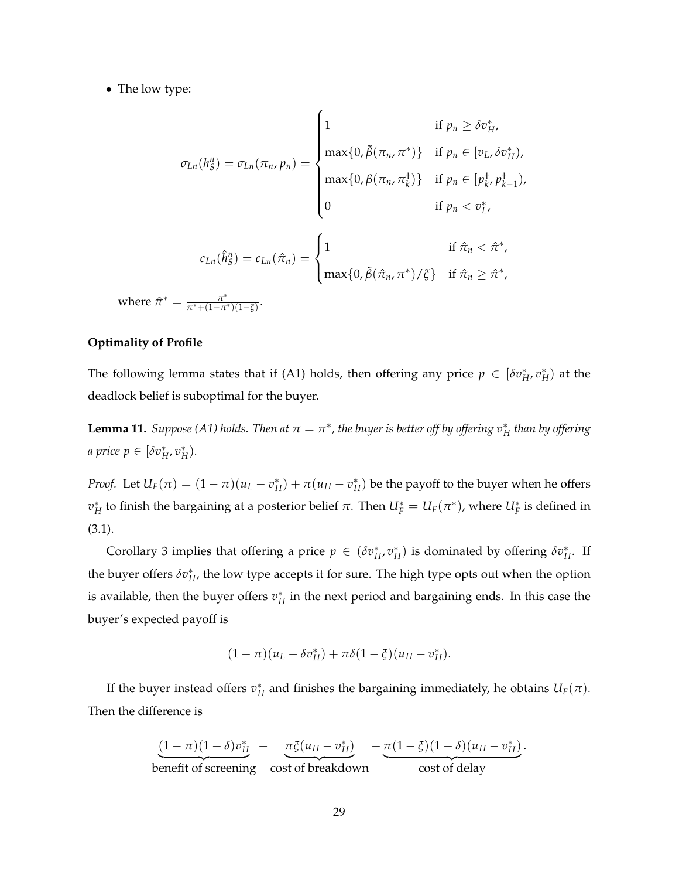- The low type:

$$
\sigma_{Ln}(h_S^n) = \sigma_{Ln}(\pi_n, p_n) = \begin{cases} 1 & \text{if } p_n \geq \delta v_H^*, \\ \max\{0, \tilde{\beta}(\pi_n, \pi^*)\} & \text{if } p_n \in [v_L, \delta v_H^*), \\ \max\{0, \beta(\pi_n, \pi_k^\dagger)\} & \text{if } p_n \in [p_k^\dagger, p_{k-1}^\dagger), \\ 0 & \text{if } p_n < v_L^*, \end{cases}
$$

$$
c_{Ln}(\hat{h}_S^n) = c_{Ln}(\hat{\pi}_n) = \begin{cases} 1 & \text{if } \hat{\pi}_n < \hat{\pi}^*, \\ \max\{0, \tilde{\beta}(\hat{\pi}_n, \pi^*)/\xi\} & \text{if } \hat{\pi}_n \geq \hat{\pi}^*, \end{cases}
$$

where $\hat{\pi}^* = \frac{\pi^*}{\pi^* + (1-\pi^*)(1-\xi)}$.

**Optimality of Profile**

The following lemma states that if (A1) holds, then offering any price $p \in [\delta v_H^*, v_H^*)$ at the deadlock belief is suboptimal for the buyer.

**Lemma 11.** *Suppose (A1) holds. Then at $\pi = \pi^*$, the buyer is better off by offering $v_H^*$ than by offering a price $p \in [\delta v_H^*, v_H^*)$.*

*Proof.* Let $U_F(\pi) = (1-\pi)(u_L - v_H^*) + \pi(u_H - v_H^*)$ be the payoff to the buyer when he offers $v_H^*$ to finish the bargaining at a posterior belief $\pi$. Then $U_F^* = U_F(\pi^*)$, where $U_F^*$ is defined in (3.1).

Corollary 3 implies that offering a price $p \in (\delta v_H^*, v_H^*)$ is dominated by offering $\delta v_H^*$. If the buyer offers $\delta v_H^*$, the low type accepts it for sure. The high type opts out when the option is available, then the buyer offers $v_H^*$ in the next period and bargaining ends. In this case the buyer's expected payoff is

$$
(1-\pi)(u_L - \delta v_H^*) + \pi\delta(1-\xi)(u_H - v_H^*).
$$

If the buyer instead offers $v_H^*$ and finishes the bargaining immediately, he obtains $U_F(\pi)$. Then the difference is

$$
\underbrace{(1-\pi)(1-\delta)v_H^*}_{\text{benefit of screening}} - \underbrace{\pi\xi(u_H - v_H^*)}_{\text{cost of breakdown}} - \underbrace{\pi(1-\xi)(1-\delta)(u_H - v_H^*)}_{\text{cost of delay}}.
$$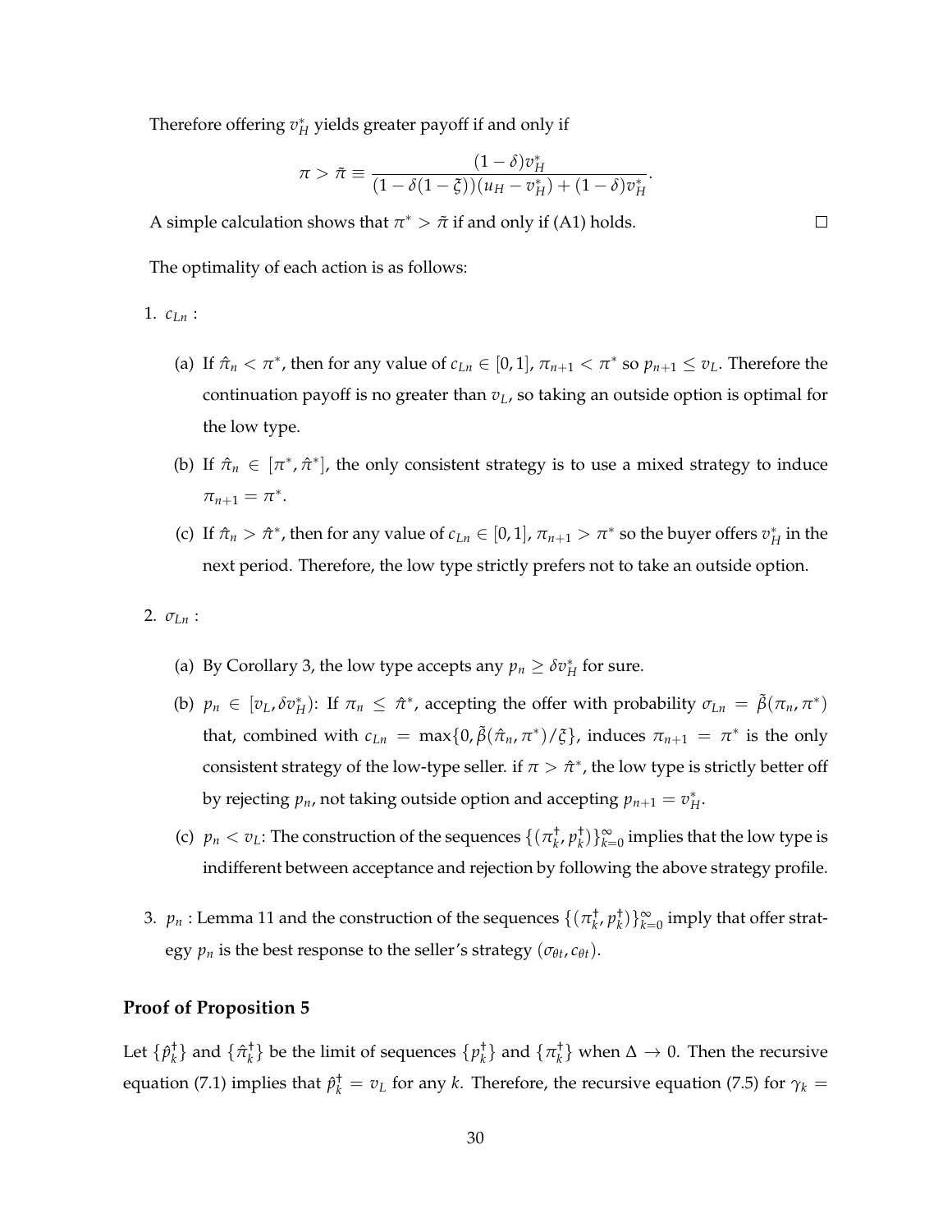Therefore offering $v_H^*$ yields greater payoff if and only if

$$\pi > \tilde{\pi} \equiv \frac{(1-\delta)v_H^*}{(1-\delta(1-\xi))(u_H - v_H^*) + (1-\delta)v_H^*}.$$

A simple calculation shows that $\pi^* > \tilde{\pi}$ if and only if (A1) holds. $\square$

The optimality of each action is as follows:

1. $c_{Ln}$ :

   (a) If $\hat{\pi}_n < \pi^*$, then for any value of $c_{Ln} \in [0,1]$, $\pi_{n+1} < \pi^*$ so $p_{n+1} \leq v_L$. Therefore the continuation payoff is no greater than $v_L$, so taking an outside option is optimal for the low type.

   (b) If $\hat{\pi}_n \in [\pi^*, \hat{\pi}^*]$, the only consistent strategy is to use a mixed strategy to induce $\pi_{n+1} = \pi^*$.

   (c) If $\hat{\pi}_n > \hat{\pi}^*$, then for any value of $c_{Ln} \in [0,1]$, $\pi_{n+1} > \pi^*$ so the buyer offers $v_H^*$ in the next period. Therefore, the low type strictly prefers not to take an outside option.

2. $\sigma_{Ln}$ :

   (a) By Corollary 3, the low type accepts any $p_n \geq \delta v_H^*$ for sure.

   (b) $p_n \in [v_L, \delta v_H^*)$: If $\pi_n \leq \hat{\pi}^*$, accepting the offer with probability $\sigma_{Ln} = \tilde{\beta}(\pi_n, \pi^*)$ that, combined with $c_{Ln} = \max\{0, \tilde{\beta}(\hat{\pi}_n, \pi^*)/\xi\}$, induces $\pi_{n+1} = \pi^*$ is the only consistent strategy of the low-type seller. if $\pi > \hat{\pi}^*$, the low type is strictly better off by rejecting $p_n$, not taking outside option and accepting $p_{n+1} = v_H^*$.

   (c) $p_n < v_L$: The construction of the sequences $\{(\pi_k^\dagger, p_k^\dagger)\}_{k=0}^\infty$ implies that the low type is indifferent between acceptance and rejection by following the above strategy profile.

3. $p_n$ : Lemma 11 and the construction of the sequences $\{(\pi_k^\dagger, p_k^\dagger)\}_{k=0}^\infty$ imply that offer strategy $p_n$ is the best response to the seller's strategy $(\sigma_{\theta t}, c_{\theta t})$.

## Proof of Proposition 5

Let $\{\hat{p}_k^\dagger\}$ and $\{\hat{\pi}_k^\dagger\}$ be the limit of sequences $\{p_k^\dagger\}$ and $\{\pi_k^\dagger\}$ when $\Delta \to 0$. Then the recursive equation (7.1) implies that $\hat{p}_k^\dagger = v_L$ for any $k$. Therefore, the recursive equation (7.5) for $\gamma_k =$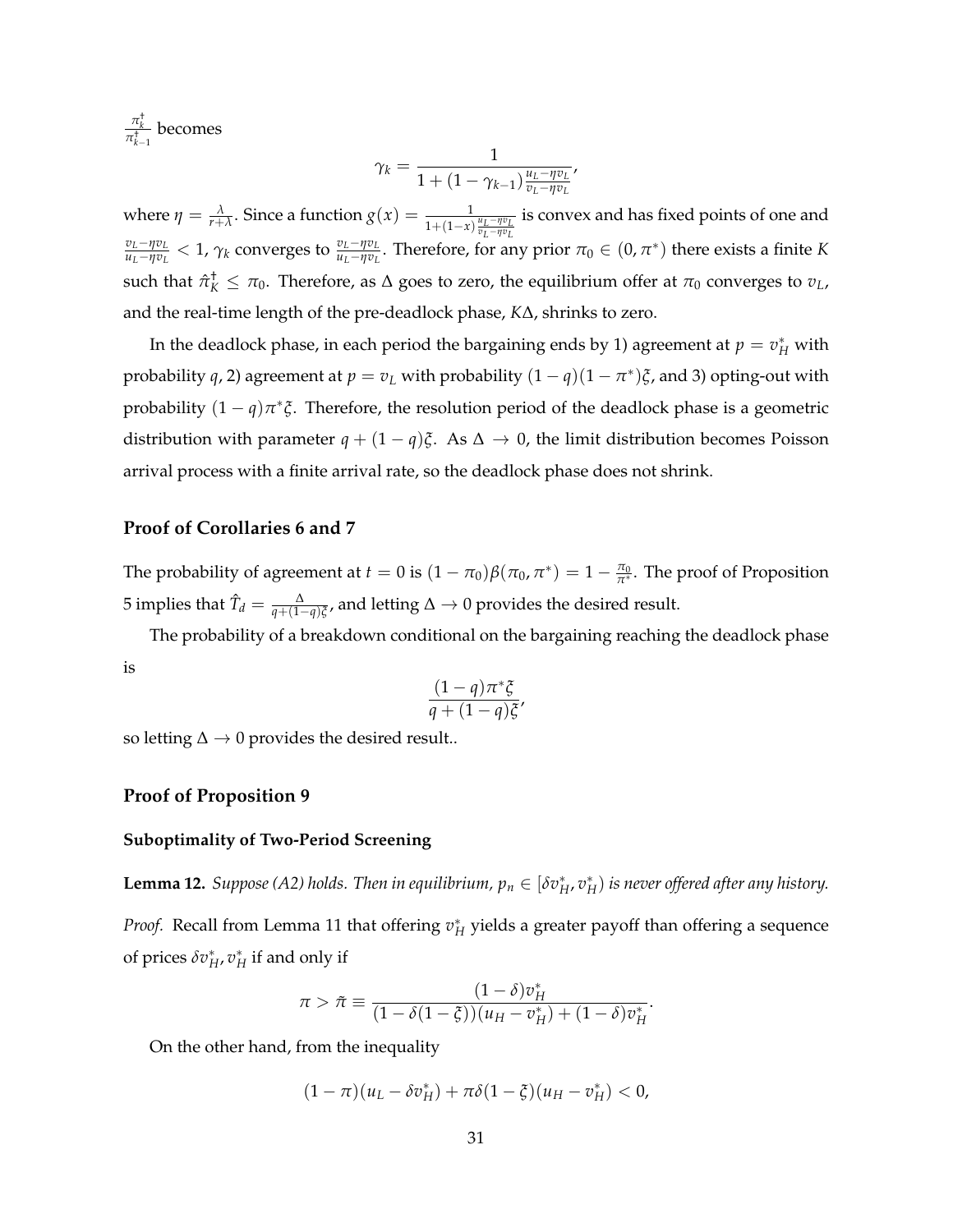$\frac{\pi_k^\dagger}{\pi_{k-1}^\dagger}$ becomes

$$\gamma_k = \frac{1}{1 + (1-\gamma_{k-1})\frac{u_L - \eta v_L}{v_L - \eta v_L}},$$

where $\eta = \frac{\lambda}{r+\lambda}$. Since a function $g(x) = \frac{1}{1+(1-x)\frac{u_L-\eta v_L}{v_L-\eta v_L}}$ is convex and has fixed points of one and $\frac{v_L-\eta v_L}{u_L-\eta v_L} < 1$, $\gamma_k$ converges to $\frac{v_L-\eta v_L}{u_L-\eta v_L}$. Therefore, for any prior $\pi_0 \in (0, \pi^*)$ there exists a finite $K$ such that $\hat{\pi}_K^\dagger \leq \pi_0$. Therefore, as $\Delta$ goes to zero, the equilibrium offer at $\pi_0$ converges to $v_L$, and the real-time length of the pre-deadlock phase, $K\Delta$, shrinks to zero.

In the deadlock phase, in each period the bargaining ends by 1) agreement at $p = v_H^*$ with probability $q$, 2) agreement at $p = v_L$ with probability $(1-q)(1-\pi^*)\xi$, and 3) opting-out with probability $(1-q)\pi^*\xi$. Therefore, the resolution period of the deadlock phase is a geometric distribution with parameter $q + (1-q)\xi$. As $\Delta \to 0$, the limit distribution becomes Poisson arrival process with a finite arrival rate, so the deadlock phase does not shrink.

### Proof of Corollaries 6 and 7

The probability of agreement at $t = 0$ is $(1-\pi_0)\beta(\pi_0, \pi^*) = 1 - \frac{\pi_0}{\pi^*}$. The proof of Proposition 5 implies that $\hat{T}_d = \frac{\Delta}{q+(1-q)\xi}$, and letting $\Delta \to 0$ provides the desired result.

The probability of a breakdown conditional on the bargaining reaching the deadlock phase is

$$\frac{(1-q)\pi^*\xi}{q + (1-q)\xi},$$

so letting $\Delta \to 0$ provides the desired result..

### Proof of Proposition 9

#### Suboptimality of Two-Period Screening

**Lemma 12.** *Suppose (A2) holds. Then in equilibrium, $p_n \in [\delta v_H^*, v_H^*)$ is never offered after any history.*

*Proof.* Recall from Lemma 11 that offering $v_H^*$ yields a greater payoff than offering a sequence of prices $\delta v_H^*, v_H^*$ if and only if

$$\pi > \tilde{\pi} \equiv \frac{(1-\delta)v_H^*}{(1-\delta(1-\xi))(u_H - v_H^*) + (1-\delta)v_H^*}.$$

On the other hand, from the inequality

$$(1-\pi)(u_L - \delta v_H^*) + \pi\delta(1-\xi)(u_H - v_H^*) < 0,$$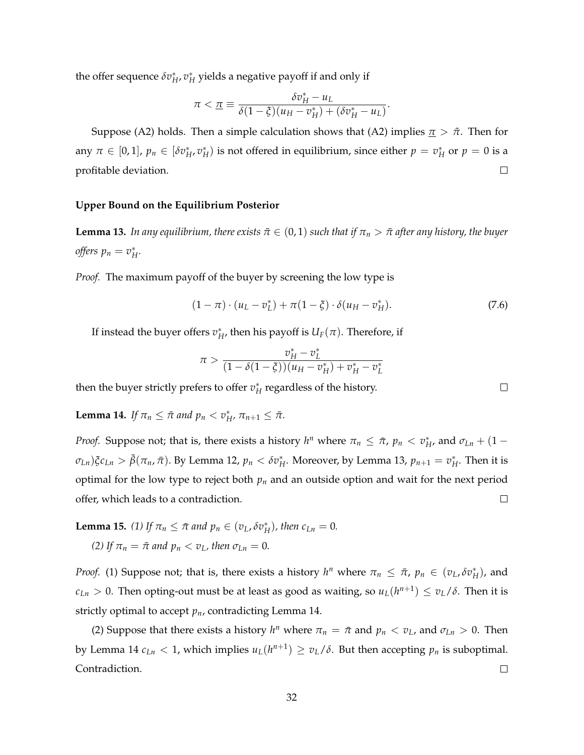the offer sequence $\delta v_H^*, v_H^*$ yields a negative payoff if and only if

$$\pi < \underline{\pi} \equiv \frac{\delta v_H^* - u_L}{\delta(1-\xi)(u_H - v_H^*) + (\delta v_H^* - u_L)}.$$

Suppose (A2) holds. Then a simple calculation shows that (A2) implies $\underline{\pi} > \bar{\pi}$. Then for any $\pi \in [0,1]$, $p_n \in [\delta v_H^*, v_H^*)$ is not offered in equilibrium, since either $p = v_H^*$ or $p = 0$ is a profitable deviation. $\square$

#### Upper Bound on the Equilibrium Posterior

**Lemma 13.** *In any equilibrium, there exists $\bar{\pi} \in (0,1)$ such that if $\pi_n > \bar{\pi}$ after any history, the buyer offers $p_n = v_H^*$.*

*Proof.* The maximum payoff of the buyer by screening the low type is

$$(1-\pi)\cdot(u_L - v_L^*) + \pi(1-\xi)\cdot\delta(u_H - v_H^*). \tag{7.6}$$

If instead the buyer offers $v_H^*$, then his payoff is $U_F(\pi)$. Therefore, if

$$\pi > \frac{v_H^* - v_L^*}{(1-\delta(1-\xi))(u_H - v_H^*) + v_H^* - v_L^*}$$

then the buyer strictly prefers to offer $v_H^*$ regardless of the history. $\square$

**Lemma 14.** *If $\pi_n \leq \bar{\pi}$ and $p_n < v_H^*$, $\pi_{n+1} \leq \bar{\pi}$.*

*Proof.* Suppose not; that is, there exists a history $h^n$ where $\pi_n \leq \bar{\pi}$, $p_n < v_H^*$, and $\sigma_{Ln} + (1-\sigma_{Ln})\xi c_{Ln} > \tilde{\beta}(\pi_n, \bar{\pi})$. By Lemma 12, $p_n < \delta v_H^*$. Moreover, by Lemma 13, $p_{n+1} = v_H^*$. Then it is optimal for the low type to reject both $p_n$ and an outside option and wait for the next period offer, which leads to a contradiction. $\square$

**Lemma 15.** *(1) If $\pi_n \leq \bar{\pi}$ and $p_n \in (v_L, \delta v_H^*)$, then $c_{Ln} = 0$.*

*(2) If $\pi_n = \bar{\pi}$ and $p_n < v_L$, then $\sigma_{Ln} = 0$.*

*Proof.* (1) Suppose not; that is, there exists a history $h^n$ where $\pi_n \leq \bar{\pi}$, $p_n \in (v_L, \delta v_H^*)$, and $c_{Ln} > 0$. Then opting-out must be at least as good as waiting, so $u_L(h^{n+1}) \leq v_L/\delta$. Then it is strictly optimal to accept $p_n$, contradicting Lemma 14.

(2) Suppose that there exists a history $h^n$ where $\pi_n = \bar{\pi}$ and $p_n < v_L$, and $\sigma_{Ln} > 0$. Then by Lemma 14 $c_{Ln} < 1$, which implies $u_L(h^{n+1}) \geq v_L/\delta$. But then accepting $p_n$ is suboptimal. Contradiction. $\square$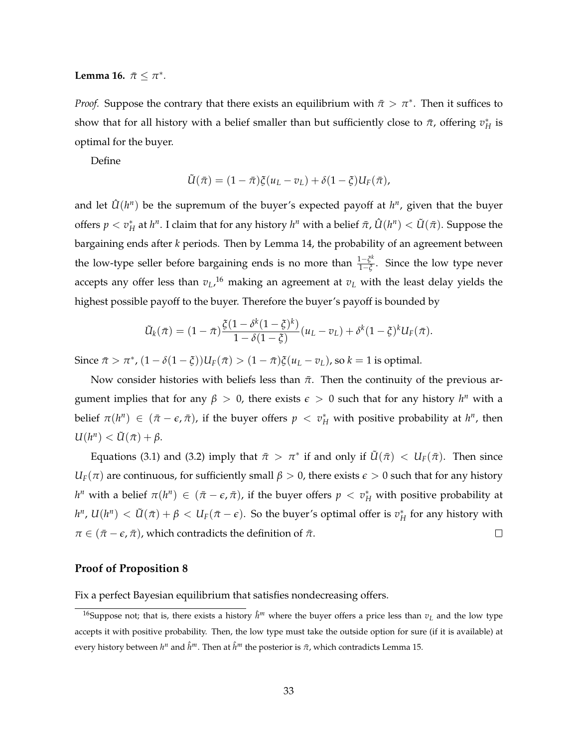**Lemma 16.** $\bar{\pi} \leq \pi^*$.

*Proof.* Suppose the contrary that there exists an equilibrium with $\bar{\pi} > \pi^*$. Then it suffices to show that for all history with a belief smaller than but sufficiently close to $\bar{\pi}$, offering $v_H^*$ is optimal for the buyer.

Define

$$\tilde{U}(\bar{\pi}) = (1 - \bar{\pi})\xi(u_L - v_L) + \delta(1 - \xi)U_F(\bar{\pi}),$$

and let $\hat{U}(h^n)$ be the supremum of the buyer's expected payoff at $h^n$, given that the buyer offers $p < v_H^*$ at $h^n$. I claim that for any history $h^n$ with a belief $\bar{\pi}$, $\hat{U}(h^n) < \tilde{U}(\bar{\pi})$. Suppose the bargaining ends after $k$ periods. Then by Lemma 14, the probability of an agreement between the low-type seller before bargaining ends is no more than $\frac{1-\xi^k}{1-\xi}$. Since the low type never accepts any offer less than $v_L$,[16] making an agreement at $v_L$ with the least delay yields the highest possible payoff to the buyer. Therefore the buyer's payoff is bounded by

$$\tilde{U}_k(\bar{\pi}) = (1 - \bar{\pi})\frac{\xi(1 - \delta^k(1 - \xi)^k)}{1 - \delta(1 - \xi)}(u_L - v_L) + \delta^k(1 - \xi)^k U_F(\bar{\pi}).$$

Since $\bar{\pi} > \pi^*$, $(1 - \delta(1 - \xi))U_F(\bar{\pi}) > (1 - \bar{\pi})\xi(u_L - v_L)$, so $k = 1$ is optimal.

Now consider histories with beliefs less than $\bar{\pi}$. Then the continuity of the previous argument implies that for any $\beta > 0$, there exists $\epsilon > 0$ such that for any history $h^n$ with a belief $\pi(h^n) \in (\bar{\pi} - \epsilon, \bar{\pi})$, if the buyer offers $p < v_H^*$ with positive probability at $h^n$, then $U(h^n) < \tilde{U}(\bar{\pi}) + \beta$.

Equations (3.1) and (3.2) imply that $\bar{\pi} > \pi^*$ if and only if $\tilde{U}(\bar{\pi}) < U_F(\bar{\pi})$. Then since $U_F(\pi)$ are continuous, for sufficiently small $\beta > 0$, there exists $\epsilon > 0$ such that for any history $h^n$ with a belief $\pi(h^n) \in (\bar{\pi} - \epsilon, \bar{\pi})$, if the buyer offers $p < v_H^*$ with positive probability at $h^n$, $U(h^n) < \tilde{U}(\bar{\pi}) + \beta < U_F(\bar{\pi} - \epsilon)$. So the buyer's optimal offer is $v_H^*$ for any history with $\pi \in (\bar{\pi} - \epsilon, \bar{\pi})$, which contradicts the definition of $\bar{\pi}$. $\square$

### Proof of Proposition 8

Fix a perfect Bayesian equilibrium that satisfies nondecreasing offers.

[16] Suppose not; that is, there exists a history $\hat{h}^m$ where the buyer offers a price less than $v_L$ and the low type accepts it with positive probability. Then, the low type must take the outside option for sure (if it is available) at every history between $h^n$ and $\hat{h}^m$. Then at $\hat{h}^m$ the posterior is $\bar{\pi}$, which contradicts Lemma 15.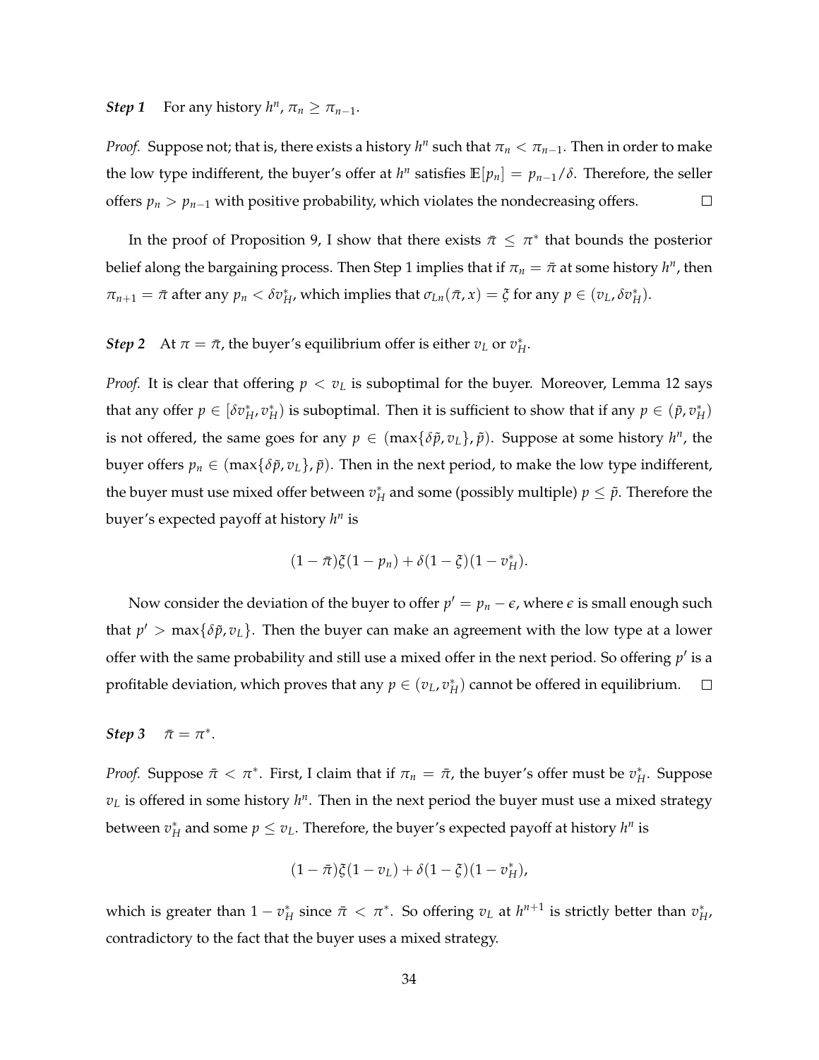***Step 1*** For any history $h^n$, $\pi_n \geq \pi_{n-1}$.

*Proof.* Suppose not; that is, there exists a history $h^n$ such that $\pi_n < \pi_{n-1}$. Then in order to make the low type indifferent, the buyer's offer at $h^n$ satisfies $\mathbb{E}[p_n] = p_{n-1}/\delta$. Therefore, the seller offers $p_n > p_{n-1}$ with positive probability, which violates the nondecreasing offers. □

In the proof of Proposition 9, I show that there exists $\bar{\pi} \leq \pi^*$ that bounds the posterior belief along the bargaining process. Then Step 1 implies that if $\pi_n = \bar{\pi}$ at some history $h^n$, then $\pi_{n+1} = \bar{\pi}$ after any $p_n < \delta v_H^*$, which implies that $\sigma_{Ln}(\bar{\pi}, x) = \xi$ for any $p \in (v_L, \delta v_H^*)$.

***Step 2*** At $\pi = \bar{\pi}$, the buyer's equilibrium offer is either $v_L$ or $v_H^*$.

*Proof.* It is clear that offering $p < v_L$ is suboptimal for the buyer. Moreover, Lemma 12 says that any offer $p \in [\delta v_H^*, v_H^*)$ is suboptimal. Then it is sufficient to show that if any $p \in (\tilde{p}, v_H^*)$ is not offered, the same goes for any $p \in (\max\{\delta\tilde{p}, v_L\}, \tilde{p})$. Suppose at some history $h^n$, the buyer offers $p_n \in (\max\{\delta\tilde{p}, v_L\}, \tilde{p})$. Then in the next period, to make the low type indifferent, the buyer must use mixed offer between $v_H^*$ and some (possibly multiple) $p \leq \tilde{p}$. Therefore the buyer's expected payoff at history $h^n$ is

$$(1-\bar{\pi})\xi(1-p_n) + \delta(1-\xi)(1-v_H^*).$$

Now consider the deviation of the buyer to offer $p' = p_n - \epsilon$, where $\epsilon$ is small enough such that $p' > \max\{\delta\tilde{p}, v_L\}$. Then the buyer can make an agreement with the low type at a lower offer with the same probability and still use a mixed offer in the next period. So offering $p'$ is a profitable deviation, which proves that any $p \in (v_L, v_H^*)$ cannot be offered in equilibrium. □

***Step 3*** $\bar{\pi} = \pi^*$.

*Proof.* Suppose $\bar{\pi} < \pi^*$. First, I claim that if $\pi_n = \bar{\pi}$, the buyer's offer must be $v_H^*$. Suppose $v_L$ is offered in some history $h^n$. Then in the next period the buyer must use a mixed strategy between $v_H^*$ and some $p \leq v_L$. Therefore, the buyer's expected payoff at history $h^n$ is

$$(1-\bar{\pi})\xi(1-v_L) + \delta(1-\xi)(1-v_H^*),$$

which is greater than $1 - v_H^*$ since $\bar{\pi} < \pi^*$. So offering $v_L$ at $h^{n+1}$ is strictly better than $v_H^*$, contradictory to the fact that the buyer uses a mixed strategy.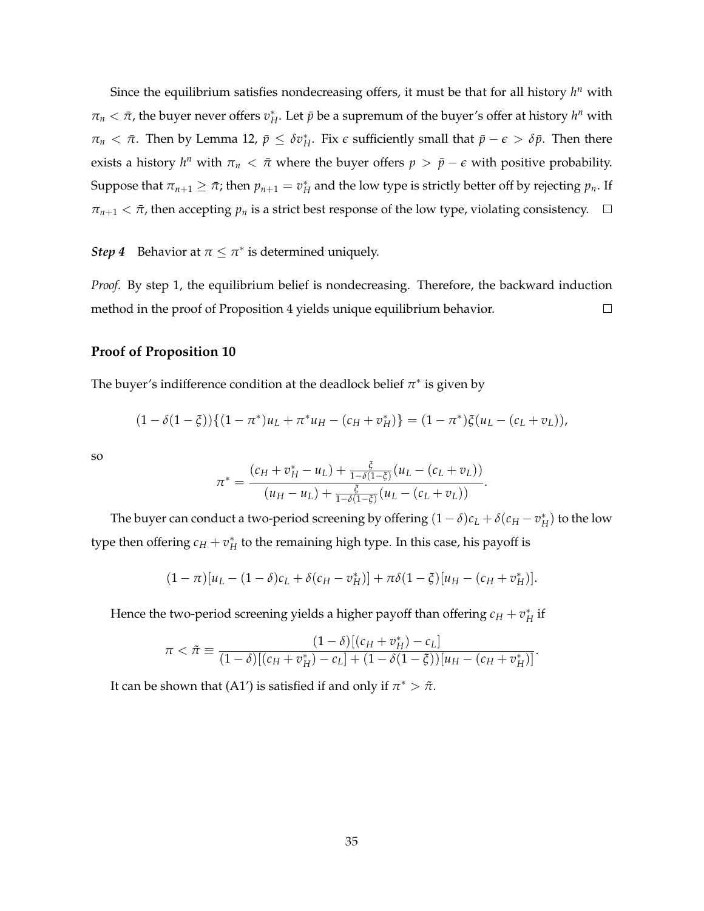Since the equilibrium satisfies nondecreasing offers, it must be that for all history $h^n$ with $\pi_n < \bar{\pi}$, the buyer never offers $v_H^*$. Let $\bar{p}$ be a supremum of the buyer's offer at history $h^n$ with $\pi_n < \bar{\pi}$. Then by Lemma 12, $\bar{p} \leq \delta v_H^*$. Fix $\epsilon$ sufficiently small that $\bar{p} - \epsilon > \delta \bar{p}$. Then there exists a history $h^n$ with $\pi_n < \bar{\pi}$ where the buyer offers $p > \bar{p} - \epsilon$ with positive probability. Suppose that $\pi_{n+1} \geq \bar{\pi}$; then $p_{n+1} = v_H^*$ and the low type is strictly better off by rejecting $p_n$. If $\pi_{n+1} < \bar{\pi}$, then accepting $p_n$ is a strict best response of the low type, violating consistency. $\square$

***Step 4*** Behavior at $\pi \leq \pi^*$ is determined uniquely.

*Proof.* By step 1, the equilibrium belief is nondecreasing. Therefore, the backward induction method in the proof of Proposition 4 yields unique equilibrium behavior. $\square$

### Proof of Proposition 10

The buyer's indifference condition at the deadlock belief $\pi^*$ is given by

$$(1 - \delta(1 - \xi))\{(1 - \pi^*)u_L + \pi^* u_H - (c_H + v_H^*)\} = (1 - \pi^*)\xi(u_L - (c_L + v_L)),$$

so

$$\pi^* = \frac{(c_H + v_H^* - u_L) + \frac{\xi}{1-\delta(1-\xi)}(u_L - (c_L + v_L))}{(u_H - u_L) + \frac{\xi}{1-\delta(1-\xi)}(u_L - (c_L + v_L))}.$$

The buyer can conduct a two-period screening by offering $(1 - \delta)c_L + \delta(c_H - v_H^*)$ to the low type then offering $c_H + v_H^*$ to the remaining high type. In this case, his payoff is

$$(1 - \pi)[u_L - (1 - \delta)c_L + \delta(c_H - v_H^*)] + \pi\delta(1 - \xi)[u_H - (c_H + v_H^*)].$$

Hence the two-period screening yields a higher payoff than offering $c_H + v_H^*$ if

$$\pi < \tilde{\pi} \equiv \frac{(1 - \delta)[(c_H + v_H^*) - c_L]}{(1 - \delta)[(c_H + v_H^*) - c_L] + (1 - \delta(1 - \xi))[u_H - (c_H + v_H^*)]}.$$

It can be shown that (A1') is satisfied if and only if $\pi^* > \tilde{\pi}$.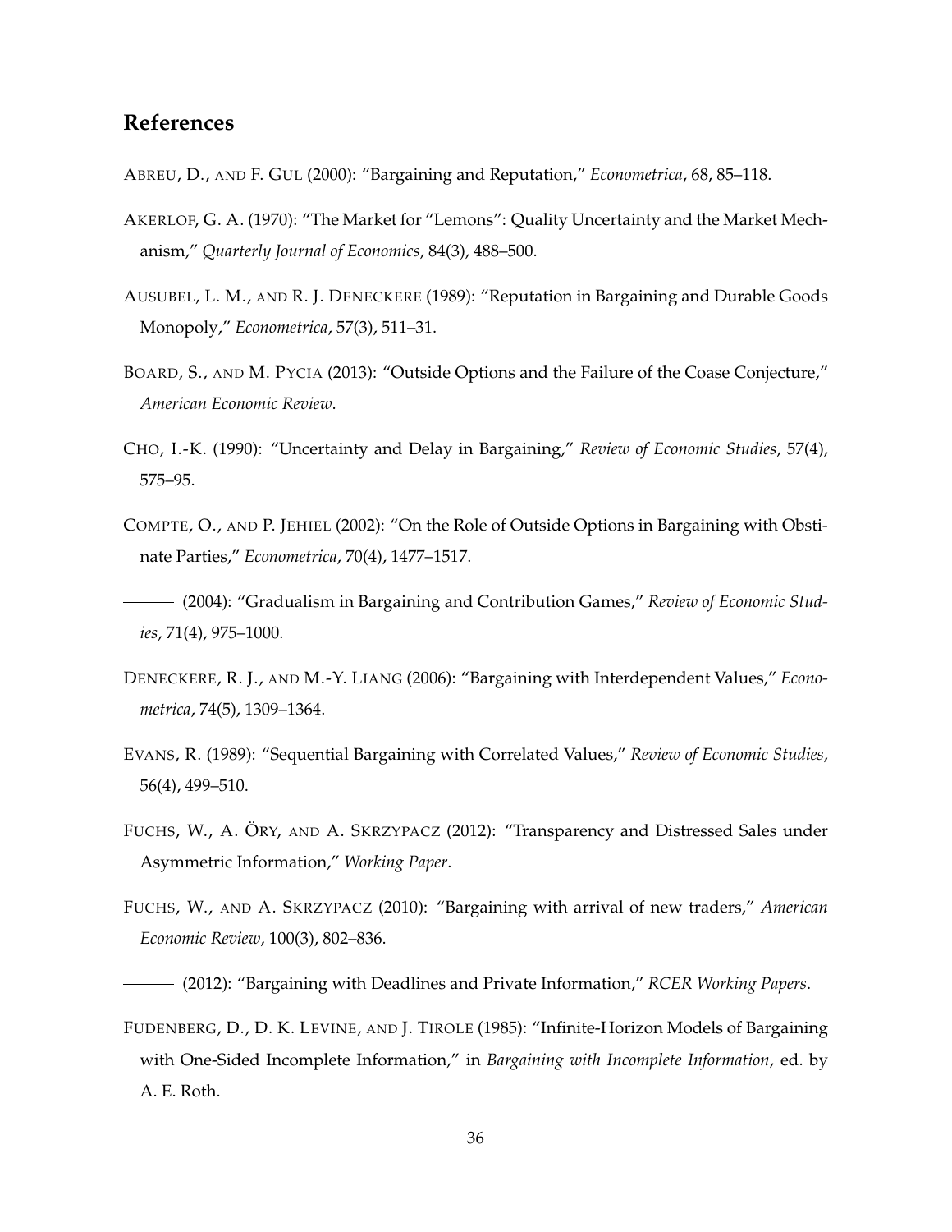## References

Abreu, D., and F. Gul (2000): "Bargaining and Reputation," *Econometrica*, 68, 85–118.

Akerlof, G. A. (1970): "The Market for "Lemons": Quality Uncertainty and the Market Mechanism," *Quarterly Journal of Economics*, 84(3), 488–500.

Ausubel, L. M., and R. J. Deneckere (1989): "Reputation in Bargaining and Durable Goods Monopoly," *Econometrica*, 57(3), 511–31.

Board, S., and M. Pycia (2013): "Outside Options and the Failure of the Coase Conjecture," *American Economic Review*.

Cho, I.-K. (1990): "Uncertainty and Delay in Bargaining," *Review of Economic Studies*, 57(4), 575–95.

Compte, O., and P. Jehiel (2002): "On the Role of Outside Options in Bargaining with Obstinate Parties," *Econometrica*, 70(4), 1477–1517.

——— (2004): "Gradualism in Bargaining and Contribution Games," *Review of Economic Studies*, 71(4), 975–1000.

Deneckere, R. J., and M.-Y. Liang (2006): "Bargaining with Interdependent Values," *Econometrica*, 74(5), 1309–1364.

Evans, R. (1989): "Sequential Bargaining with Correlated Values," *Review of Economic Studies*, 56(4), 499–510.

Fuchs, W., A. Öry, and A. Skrzypacz (2012): "Transparency and Distressed Sales under Asymmetric Information," *Working Paper*.

Fuchs, W., and A. Skrzypacz (2010): "Bargaining with arrival of new traders," *American Economic Review*, 100(3), 802–836.

——— (2012): "Bargaining with Deadlines and Private Information," *RCER Working Papers*.

Fudenberg, D., D. K. Levine, and J. Tirole (1985): "Infinite-Horizon Models of Bargaining with One-Sided Incomplete Information," in *Bargaining with Incomplete Information*, ed. by A. E. Roth.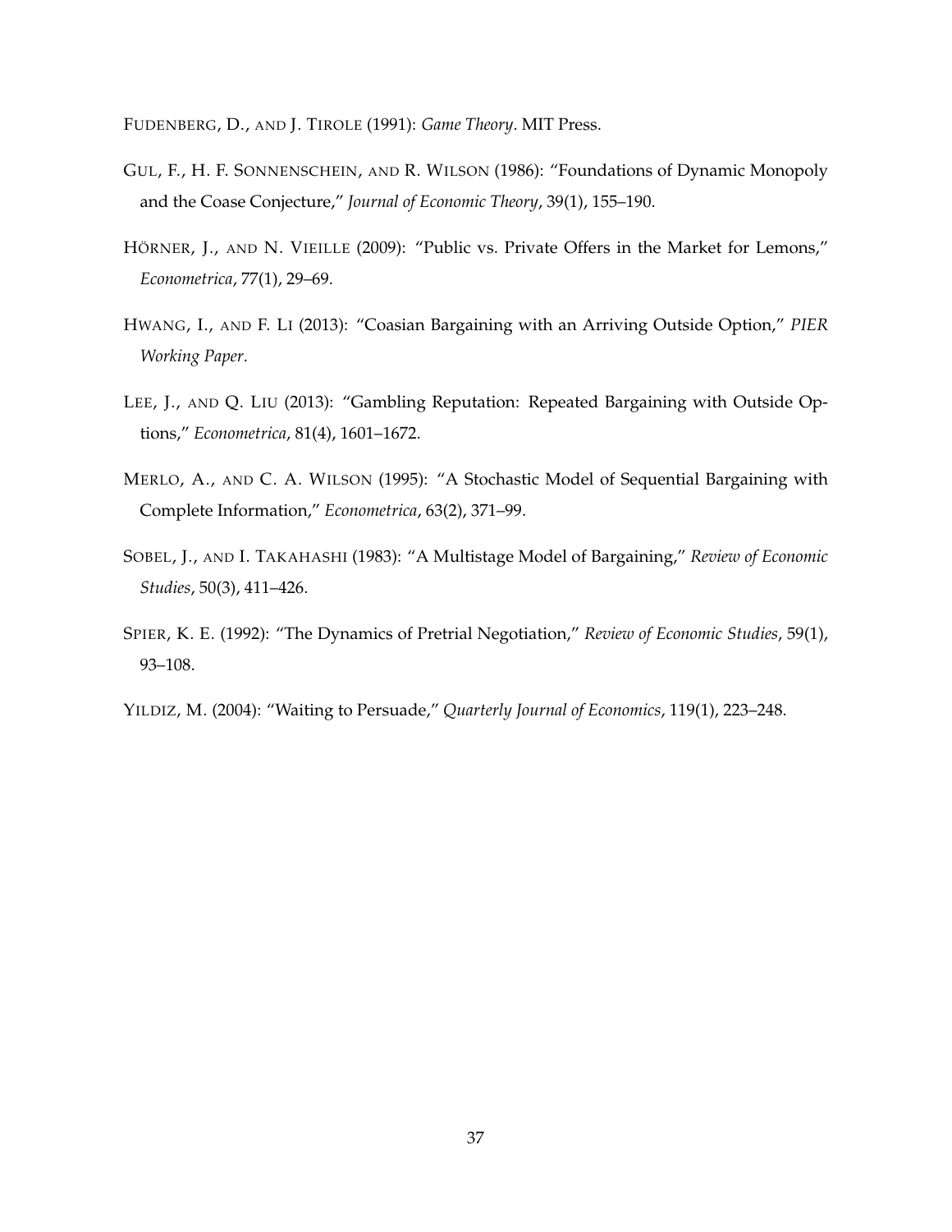FUDENBERG, D., AND J. TIROLE (1991): *Game Theory*. MIT Press.

GUL, F., H. F. SONNENSCHEIN, AND R. WILSON (1986): "Foundations of Dynamic Monopoly and the Coase Conjecture," *Journal of Economic Theory*, 39(1), 155–190.

HÖRNER, J., AND N. VIEILLE (2009): "Public vs. Private Offers in the Market for Lemons," *Econometrica*, 77(1), 29–69.

HWANG, I., AND F. LI (2013): "Coasian Bargaining with an Arriving Outside Option," *PIER Working Paper*.

LEE, J., AND Q. LIU (2013): "Gambling Reputation: Repeated Bargaining with Outside Options," *Econometrica*, 81(4), 1601–1672.

MERLO, A., AND C. A. WILSON (1995): "A Stochastic Model of Sequential Bargaining with Complete Information," *Econometrica*, 63(2), 371–99.

SOBEL, J., AND I. TAKAHASHI (1983): "A Multistage Model of Bargaining," *Review of Economic Studies*, 50(3), 411–426.

SPIER, K. E. (1992): "The Dynamics of Pretrial Negotiation," *Review of Economic Studies*, 59(1), 93–108.

YILDIZ, M. (2004): "Waiting to Persuade," *Quarterly Journal of Economics*, 119(1), 223–248.